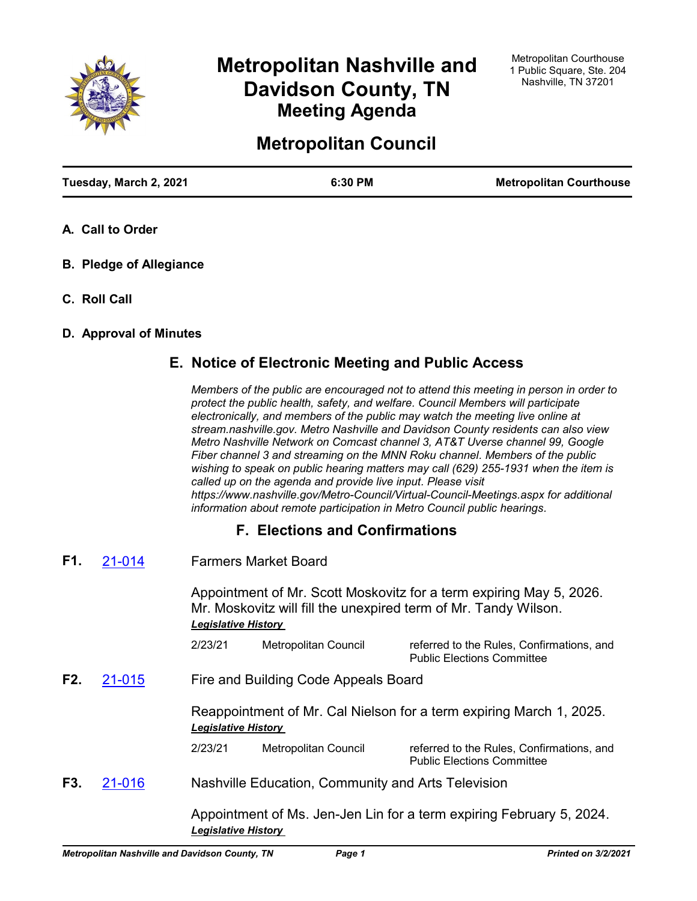# Metropolitan Nashville and Davidson County, TN

## Meeting Agenda

Metropolitan Courthouse
1 Public Square, Ste. 204
Nashville, TN 37201

# Metropolitan Council

**Tuesday, March 2, 2021** | **6:30 PM** | **Metropolitan Courthouse**

## A. Call to Order

## B. Pledge of Allegiance

## C. Roll Call

## D. Approval of Minutes

## E. Notice of Electronic Meeting and Public Access

*Members of the public are encouraged not to attend this meeting in person in order to protect the public health, safety, and welfare. Council Members will participate electronically, and members of the public may watch the meeting live online at stream.nashville.gov. Metro Nashville and Davidson County residents can also view Metro Nashville Network on Comcast channel 3, AT&T Uverse channel 99, Google Fiber channel 3 and streaming on the MNN Roku channel. Members of the public wishing to speak on public hearing matters may call (629) 255-1931 when the item is called up on the agenda and provide live input. Please visit https://www.nashville.gov/Metro-Council/Virtual-Council-Meetings.aspx for additional information about remote participation in Metro Council public hearings.*

## F. Elections and Confirmations

**F1.** 21-014 Farmers Market Board

Appointment of Mr. Scott Moskovitz for a term expiring May 5, 2026. Mr. Moskovitz will fill the unexpired term of Mr. Tandy Wilson.

***Legislative History***

| | | |
|---|---|---|
| 2/23/21 | Metropolitan Council | referred to the Rules, Confirmations, and Public Elections Committee |

**F2.** 21-015 Fire and Building Code Appeals Board

Reappointment of Mr. Cal Nielson for a term expiring March 1, 2025.

***Legislative History***

| | | |
|---|---|---|
| 2/23/21 | Metropolitan Council | referred to the Rules, Confirmations, and Public Elections Committee |

**F3.** 21-016 Nashville Education, Community and Arts Television

Appointment of Ms. Jen-Jen Lin for a term expiring February 5, 2024.

***Legislative History***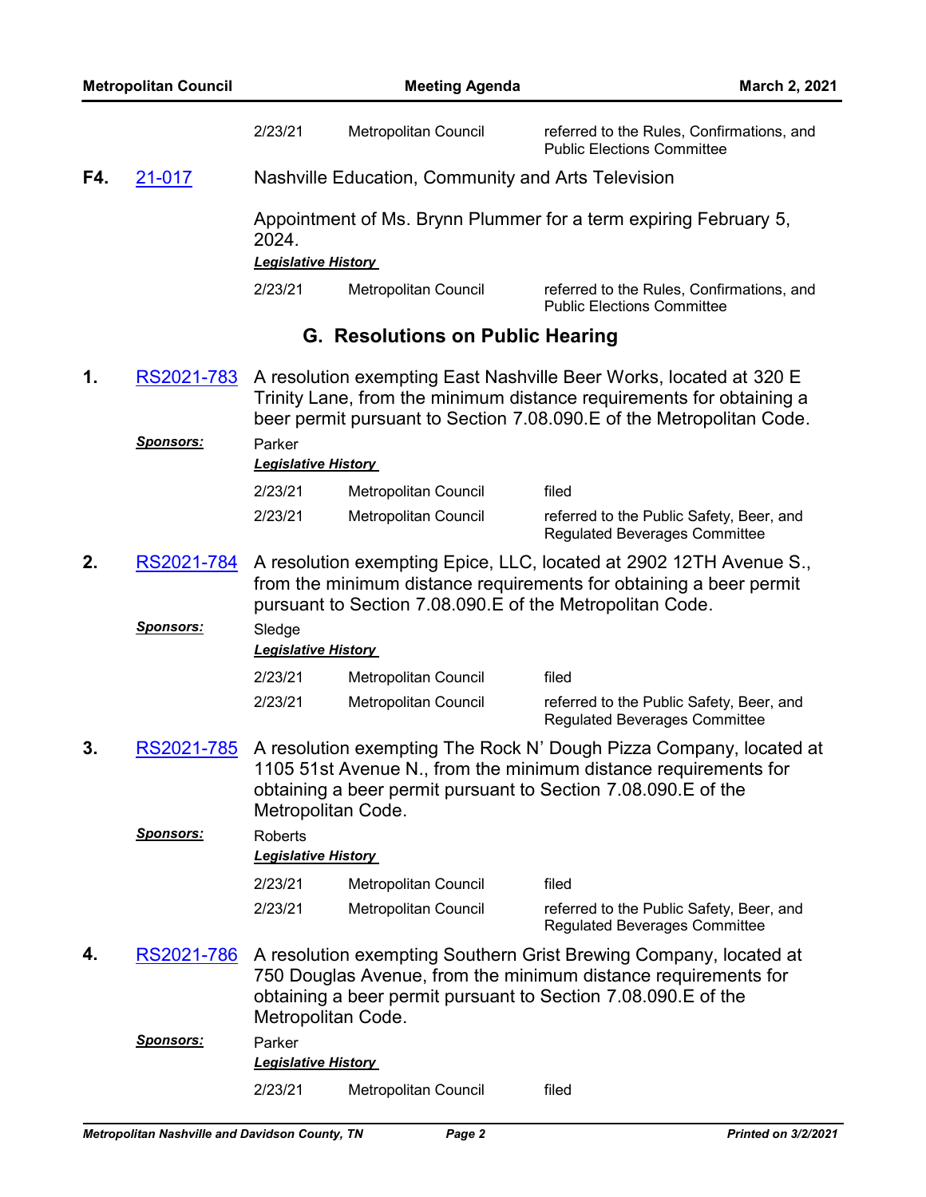| | | | |
|---|---|---|---|
| 2/23/21 | Metropolitan Council | referred to the Rules, Confirmations, and Public Elections Committee |

**F4.** 21-017 Nashville Education, Community and Arts Television

Appointment of Ms. Brynn Plummer for a term expiring February 5, 2024.

***Legislative History***

| | | |
|---|---|---|
| 2/23/21 | Metropolitan Council | referred to the Rules, Confirmations, and Public Elections Committee |

## G. Resolutions on Public Hearing

**1.** RS2021-783 A resolution exempting East Nashville Beer Works, located at 320 E Trinity Lane, from the minimum distance requirements for obtaining a beer permit pursuant to Section 7.08.090.E of the Metropolitan Code.

***Sponsors:*** Parker

***Legislative History***

| | | |
|---|---|---|
| 2/23/21 | Metropolitan Council | filed |
| 2/23/21 | Metropolitan Council | referred to the Public Safety, Beer, and Regulated Beverages Committee |

**2.** RS2021-784 A resolution exempting Epice, LLC, located at 2902 12TH Avenue S., from the minimum distance requirements for obtaining a beer permit pursuant to Section 7.08.090.E of the Metropolitan Code.

***Sponsors:*** Sledge

***Legislative History***

| | | |
|---|---|---|
| 2/23/21 | Metropolitan Council | filed |
| 2/23/21 | Metropolitan Council | referred to the Public Safety, Beer, and Regulated Beverages Committee |

**3.** RS2021-785 A resolution exempting The Rock N' Dough Pizza Company, located at 1105 51st Avenue N., from the minimum distance requirements for obtaining a beer permit pursuant to Section 7.08.090.E of the Metropolitan Code.

***Sponsors:*** Roberts

***Legislative History***

| | | |
|---|---|---|
| 2/23/21 | Metropolitan Council | filed |
| 2/23/21 | Metropolitan Council | referred to the Public Safety, Beer, and Regulated Beverages Committee |

**4.** RS2021-786 A resolution exempting Southern Grist Brewing Company, located at 750 Douglas Avenue, from the minimum distance requirements for obtaining a beer permit pursuant to Section 7.08.090.E of the Metropolitan Code.

***Sponsors:*** Parker

***Legislative History***

| | | |
|---|---|---|
| 2/23/21 | Metropolitan Council | filed |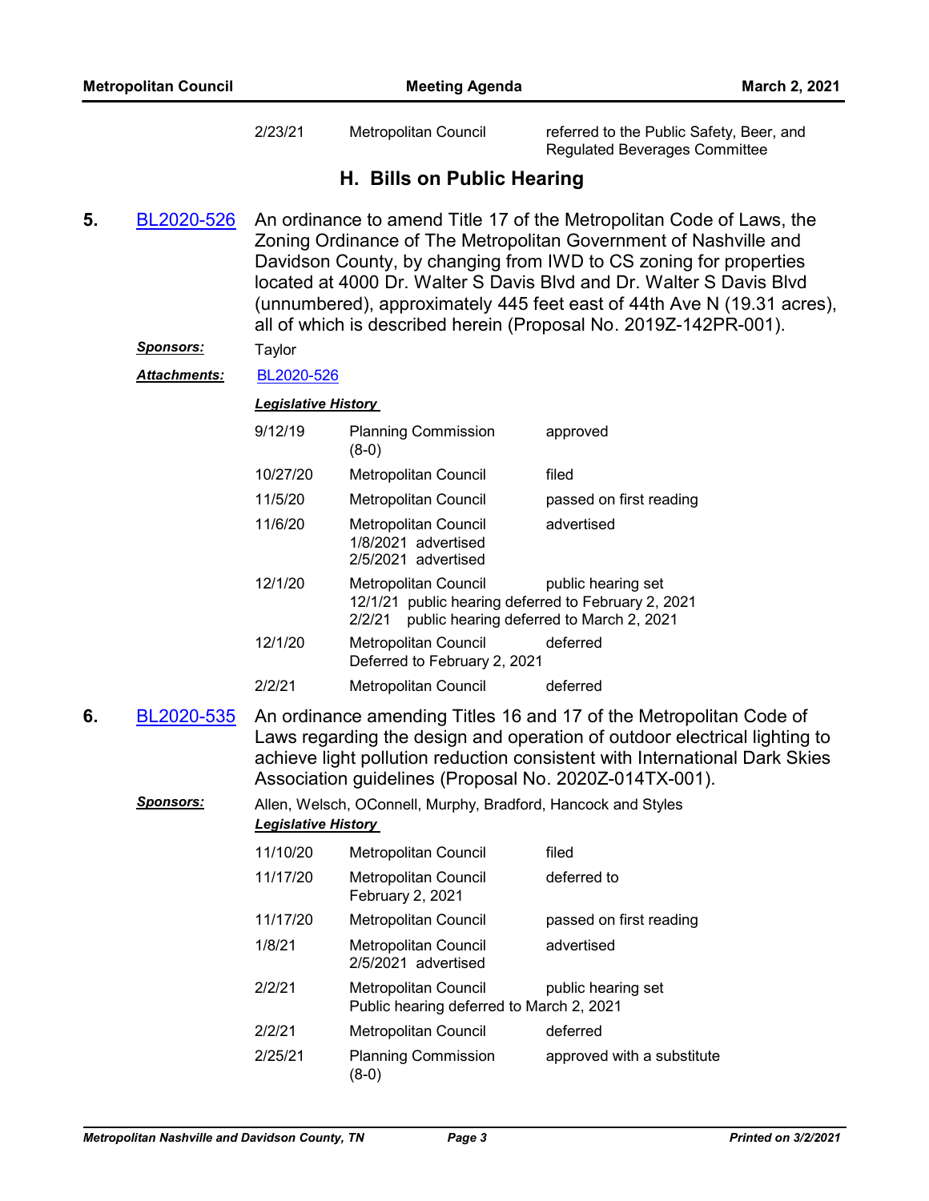| | | |
|---|---|---|
| 2/23/21 | Metropolitan Council | referred to the Public Safety, Beer, and Regulated Beverages Committee |

## H. Bills on Public Hearing

**5.** BL2020-526 An ordinance to amend Title 17 of the Metropolitan Code of Laws, the Zoning Ordinance of The Metropolitan Government of Nashville and Davidson County, by changing from IWD to CS zoning for properties located at 4000 Dr. Walter S Davis Blvd and Dr. Walter S Davis Blvd (unnumbered), approximately 445 feet east of 44th Ave N (19.31 acres), all of which is described herein (Proposal No. 2019Z-142PR-001).

***Sponsors:*** Taylor

***Attachments:*** BL2020-526

***Legislative History***

| Date | Body | Action |
|---|---|---|
| 9/12/19 | Planning Commission (8-0) | approved |
| 10/27/20 | Metropolitan Council | filed |
| 11/5/20 | Metropolitan Council | passed on first reading |
| 11/6/20 | Metropolitan Council<br>1/8/2021 advertised<br>2/5/2021 advertised | advertised |
| 12/1/20 | Metropolitan Council<br>12/1/21 public hearing deferred to February 2, 2021<br>2/2/21 public hearing deferred to March 2, 2021 | public hearing set |
| 12/1/20 | Metropolitan Council<br>Deferred to February 2, 2021 | deferred |
| 2/2/21 | Metropolitan Council | deferred |

**6.** BL2020-535 An ordinance amending Titles 16 and 17 of the Metropolitan Code of Laws regarding the design and operation of outdoor electrical lighting to achieve light pollution reduction consistent with International Dark Skies Association guidelines (Proposal No. 2020Z-014TX-001).

***Sponsors:*** Allen, Welsch, OConnell, Murphy, Bradford, Hancock and Styles

***Legislative History***

| Date | Body | Action |
|---|---|---|
| 11/10/20 | Metropolitan Council | filed |
| 11/17/20 | Metropolitan Council<br>February 2, 2021 | deferred to |
| 11/17/20 | Metropolitan Council | passed on first reading |
| 1/8/21 | Metropolitan Council<br>2/5/2021 advertised | advertised |
| 2/2/21 | Metropolitan Council<br>Public hearing deferred to March 2, 2021 | public hearing set |
| 2/2/21 | Metropolitan Council | deferred |
| 2/25/21 | Planning Commission (8-0) | approved with a substitute |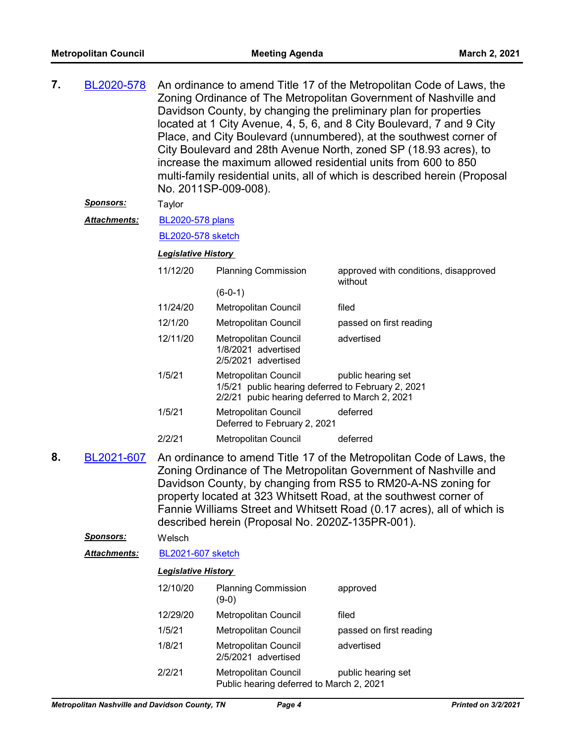**7.** BL2020-578 An ordinance to amend Title 17 of the Metropolitan Code of Laws, the Zoning Ordinance of The Metropolitan Government of Nashville and Davidson County, by changing the preliminary plan for properties located at 1 City Avenue, 4, 5, 6, and 8 City Boulevard, 7 and 9 City Place, and City Boulevard (unnumbered), at the southwest corner of City Boulevard and 28th Avenue North, zoned SP (18.93 acres), to increase the maximum allowed residential units from 600 to 850 multi-family residential units, all of which is described herein (Proposal No. 2011SP-009-008).

***Sponsors:*** Taylor

***Attachments:*** BL2020-578 plans
BL2020-578 sketch

***Legislative History***

| Date | Body | Action |
|---|---|---|
| 11/12/20 | Planning Commission (6-0-1) | approved with conditions, disapproved without |
| 11/24/20 | Metropolitan Council | filed |
| 12/1/20 | Metropolitan Council | passed on first reading |
| 12/11/20 | Metropolitan Council<br>1/8/2021 advertised<br>2/5/2021 advertised | advertised |
| 1/5/21 | Metropolitan Council<br>1/5/21 public hearing deferred to February 2, 2021<br>2/2/21 pubic hearing deferred to March 2, 2021 | public hearing set |
| 1/5/21 | Metropolitan Council<br>Deferred to February 2, 2021 | deferred |
| 2/2/21 | Metropolitan Council | deferred |

**8.** BL2021-607 An ordinance to amend Title 17 of the Metropolitan Code of Laws, the Zoning Ordinance of The Metropolitan Government of Nashville and Davidson County, by changing from RS5 to RM20-A-NS zoning for property located at 323 Whitsett Road, at the southwest corner of Fannie Williams Street and Whitsett Road (0.17 acres), all of which is described herein (Proposal No. 2020Z-135PR-001).

***Sponsors:*** Welsch

***Attachments:*** BL2021-607 sketch

***Legislative History***

| Date | Body | Action |
|---|---|---|
| 12/10/20 | Planning Commission (9-0) | approved |
| 12/29/20 | Metropolitan Council | filed |
| 1/5/21 | Metropolitan Council | passed on first reading |
| 1/8/21 | Metropolitan Council<br>2/5/2021 advertised | advertised |
| 2/2/21 | Metropolitan Council<br>Public hearing deferred to March 2, 2021 | public hearing set |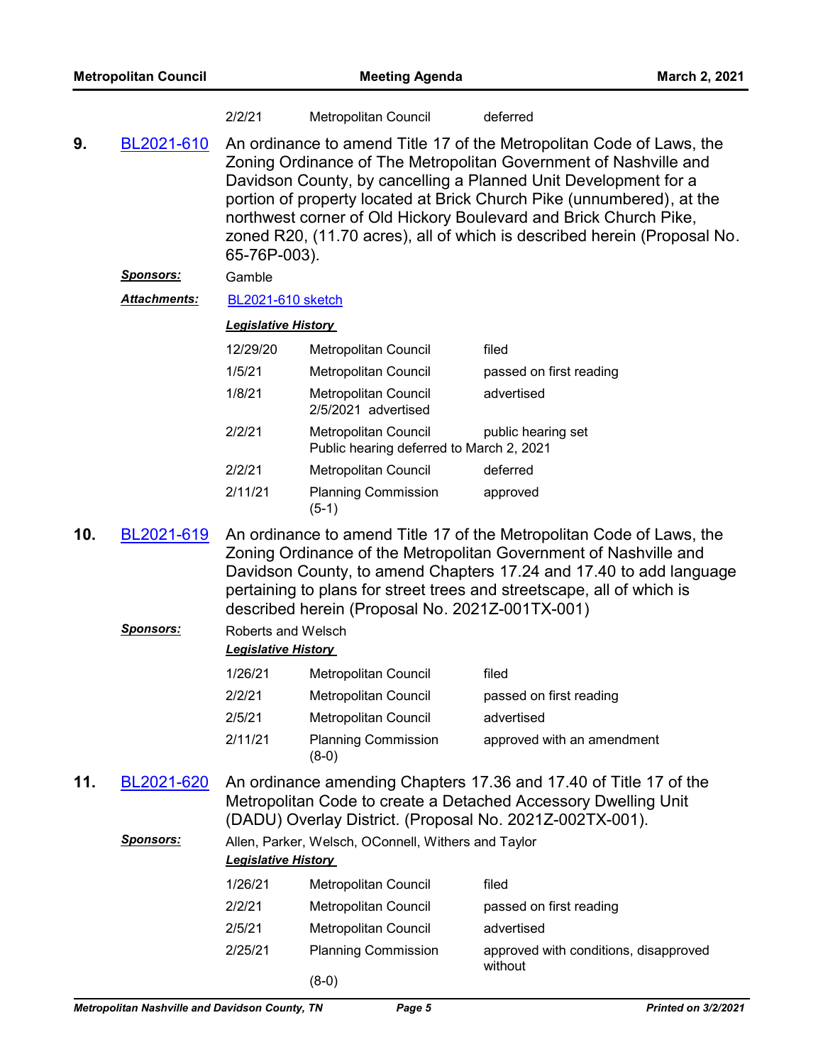| | | |
|---|---|---|
| 2/2/21 | Metropolitan Council | deferred |

**9.** BL2021-610 An ordinance to amend Title 17 of the Metropolitan Code of Laws, the Zoning Ordinance of The Metropolitan Government of Nashville and Davidson County, by cancelling a Planned Unit Development for a portion of property located at Brick Church Pike (unnumbered), at the northwest corner of Old Hickory Boulevard and Brick Church Pike, zoned R20, (11.70 acres), all of which is described herein (Proposal No. 65-76P-003).

***Sponsors:*** Gamble

***Attachments:*** BL2021-610 sketch

***Legislative History***

| Date | Body | Action |
|---|---|---|
| 12/29/20 | Metropolitan Council | filed |
| 1/5/21 | Metropolitan Council | passed on first reading |
| 1/8/21 | Metropolitan Council<br>2/5/2021 advertised | advertised |
| 2/2/21 | Metropolitan Council<br>Public hearing deferred to March 2, 2021 | public hearing set |
| 2/2/21 | Metropolitan Council | deferred |
| 2/11/21 | Planning Commission<br>(5-1) | approved |

**10.** BL2021-619 An ordinance to amend Title 17 of the Metropolitan Code of Laws, the Zoning Ordinance of the Metropolitan Government of Nashville and Davidson County, to amend Chapters 17.24 and 17.40 to add language pertaining to plans for street trees and streetscape, all of which is described herein (Proposal No. 2021Z-001TX-001)

***Sponsors:*** Roberts and Welsch

***Legislative History***

| Date | Body | Action |
|---|---|---|
| 1/26/21 | Metropolitan Council | filed |
| 2/2/21 | Metropolitan Council | passed on first reading |
| 2/5/21 | Metropolitan Council | advertised |
| 2/11/21 | Planning Commission<br>(8-0) | approved with an amendment |

**11.** BL2021-620 An ordinance amending Chapters 17.36 and 17.40 of Title 17 of the Metropolitan Code to create a Detached Accessory Dwelling Unit (DADU) Overlay District. (Proposal No. 2021Z-002TX-001).

***Sponsors:*** Allen, Parker, Welsch, OConnell, Withers and Taylor

***Legislative History***

| Date | Body | Action |
|---|---|---|
| 1/26/21 | Metropolitan Council | filed |
| 2/2/21 | Metropolitan Council | passed on first reading |
| 2/5/21 | Metropolitan Council | advertised |
| 2/25/21 | Planning Commission<br>(8-0) | approved with conditions, disapproved without |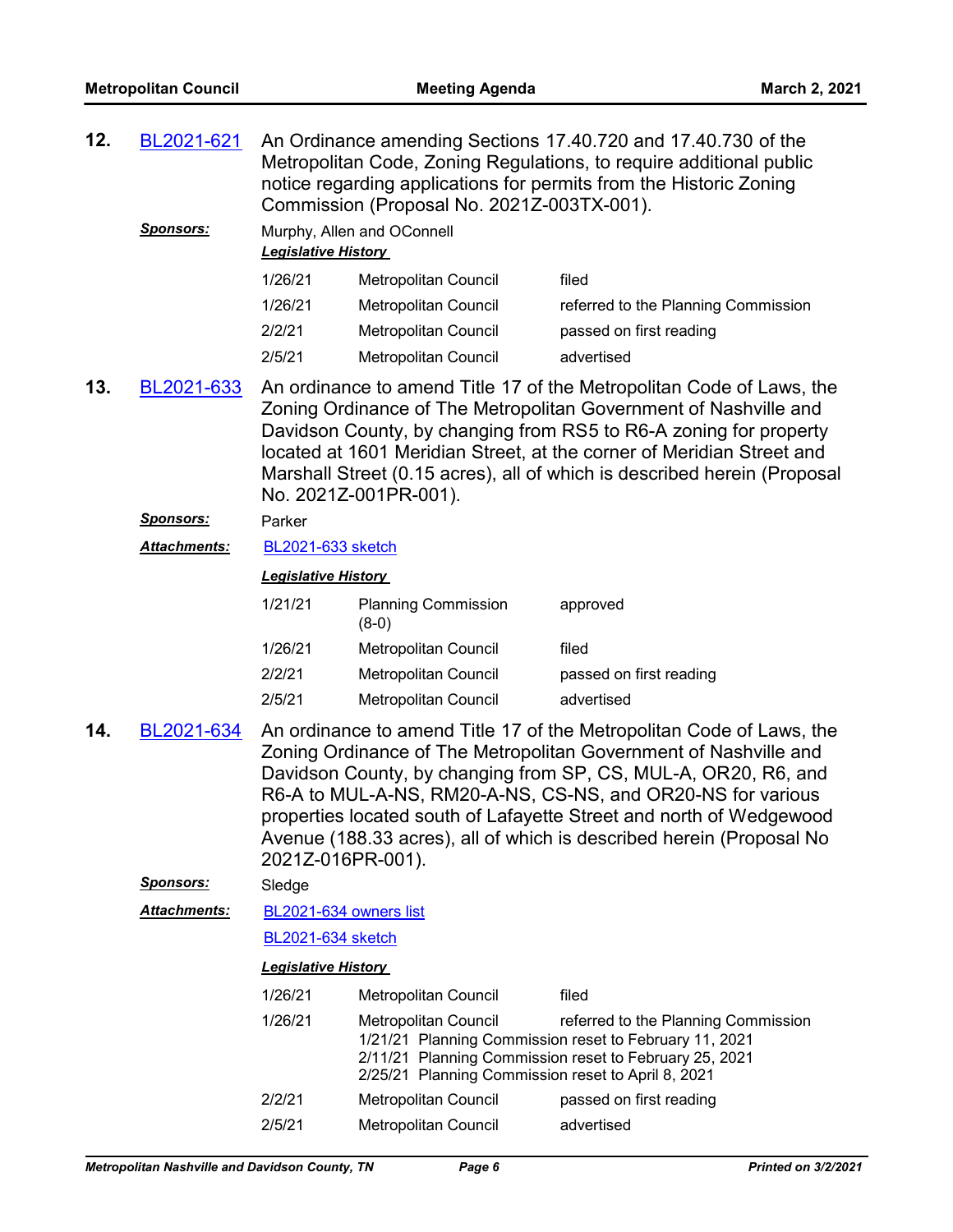**12.** BL2021-621 An Ordinance amending Sections 17.40.720 and 17.40.730 of the Metropolitan Code, Zoning Regulations, to require additional public notice regarding applications for permits from the Historic Zoning Commission (Proposal No. 2021Z-003TX-001).

***Sponsors:*** Murphy, Allen and OConnell

***Legislative History***

| | | |
|---|---|---|
| 1/26/21 | Metropolitan Council | filed |
| 1/26/21 | Metropolitan Council | referred to the Planning Commission |
| 2/2/21 | Metropolitan Council | passed on first reading |
| 2/5/21 | Metropolitan Council | advertised |

**13.** BL2021-633 An ordinance to amend Title 17 of the Metropolitan Code of Laws, the Zoning Ordinance of The Metropolitan Government of Nashville and Davidson County, by changing from RS5 to R6-A zoning for property located at 1601 Meridian Street, at the corner of Meridian Street and Marshall Street (0.15 acres), all of which is described herein (Proposal No. 2021Z-001PR-001).

***Sponsors:*** Parker

***Attachments:*** BL2021-633 sketch

***Legislative History***

| | | |
|---|---|---|
| 1/21/21 | Planning Commission (8-0) | approved |
| 1/26/21 | Metropolitan Council | filed |
| 2/2/21 | Metropolitan Council | passed on first reading |
| 2/5/21 | Metropolitan Council | advertised |

**14.** BL2021-634 An ordinance to amend Title 17 of the Metropolitan Code of Laws, the Zoning Ordinance of The Metropolitan Government of Nashville and Davidson County, by changing from SP, CS, MUL-A, OR20, R6, and R6-A to MUL-A-NS, RM20-A-NS, CS-NS, and OR20-NS for various properties located south of Lafayette Street and north of Wedgewood Avenue (188.33 acres), all of which is described herein (Proposal No 2021Z-016PR-001).

***Sponsors:*** Sledge

***Attachments:*** BL2021-634 owners list

BL2021-634 sketch

***Legislative History***

| | | |
|---|---|---|
| 1/26/21 | Metropolitan Council | filed |
| 1/26/21 | Metropolitan Council | referred to the Planning Commission<br>1/21/21 Planning Commission reset to February 11, 2021<br>2/11/21 Planning Commission reset to February 25, 2021<br>2/25/21 Planning Commission reset to April 8, 2021 |
| 2/2/21 | Metropolitan Council | passed on first reading |
| 2/5/21 | Metropolitan Council | advertised |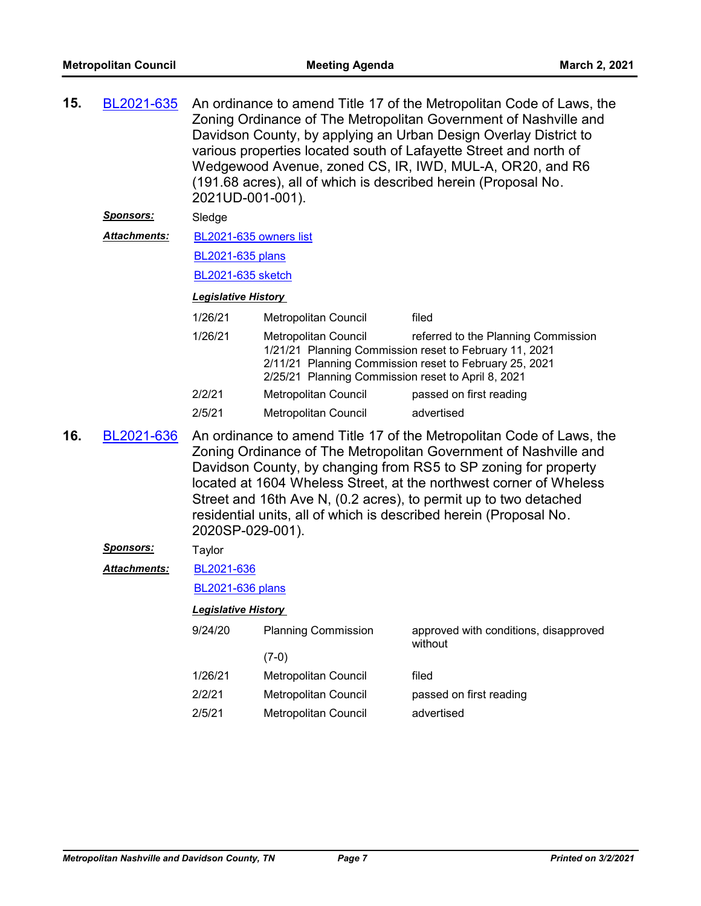**15.** BL2021-635 An ordinance to amend Title 17 of the Metropolitan Code of Laws, the Zoning Ordinance of The Metropolitan Government of Nashville and Davidson County, by applying an Urban Design Overlay District to various properties located south of Lafayette Street and north of Wedgewood Avenue, zoned CS, IR, IWD, MUL-A, OR20, and R6 (191.68 acres), all of which is described herein (Proposal No. 2021UD-001-001).

***Sponsors:*** Sledge

***Attachments:*** BL2021-635 owners list

BL2021-635 plans

BL2021-635 sketch

***Legislative History***

| | | |
|---|---|---|
| 1/26/21 | Metropolitan Council | filed |
| 1/26/21 | Metropolitan Council | referred to the Planning Commission |
| | 1/21/21 Planning Commission reset to February 11, 2021<br>2/11/21 Planning Commission reset to February 25, 2021<br>2/25/21 Planning Commission reset to April 8, 2021 | |
| 2/2/21 | Metropolitan Council | passed on first reading |
| 2/5/21 | Metropolitan Council | advertised |

**16.** BL2021-636 An ordinance to amend Title 17 of the Metropolitan Code of Laws, the Zoning Ordinance of The Metropolitan Government of Nashville and Davidson County, by changing from RS5 to SP zoning for property located at 1604 Wheless Street, at the northwest corner of Wheless Street and 16th Ave N, (0.2 acres), to permit up to two detached residential units, all of which is described herein (Proposal No. 2020SP-029-001).

***Sponsors:*** Taylor

***Attachments:*** BL2021-636

BL2021-636 plans

***Legislative History***

| | | |
|---|---|---|
| 9/24/20 | Planning Commission<br>(7-0) | approved with conditions, disapproved without |
| 1/26/21 | Metropolitan Council | filed |
| 2/2/21 | Metropolitan Council | passed on first reading |
| 2/5/21 | Metropolitan Council | advertised |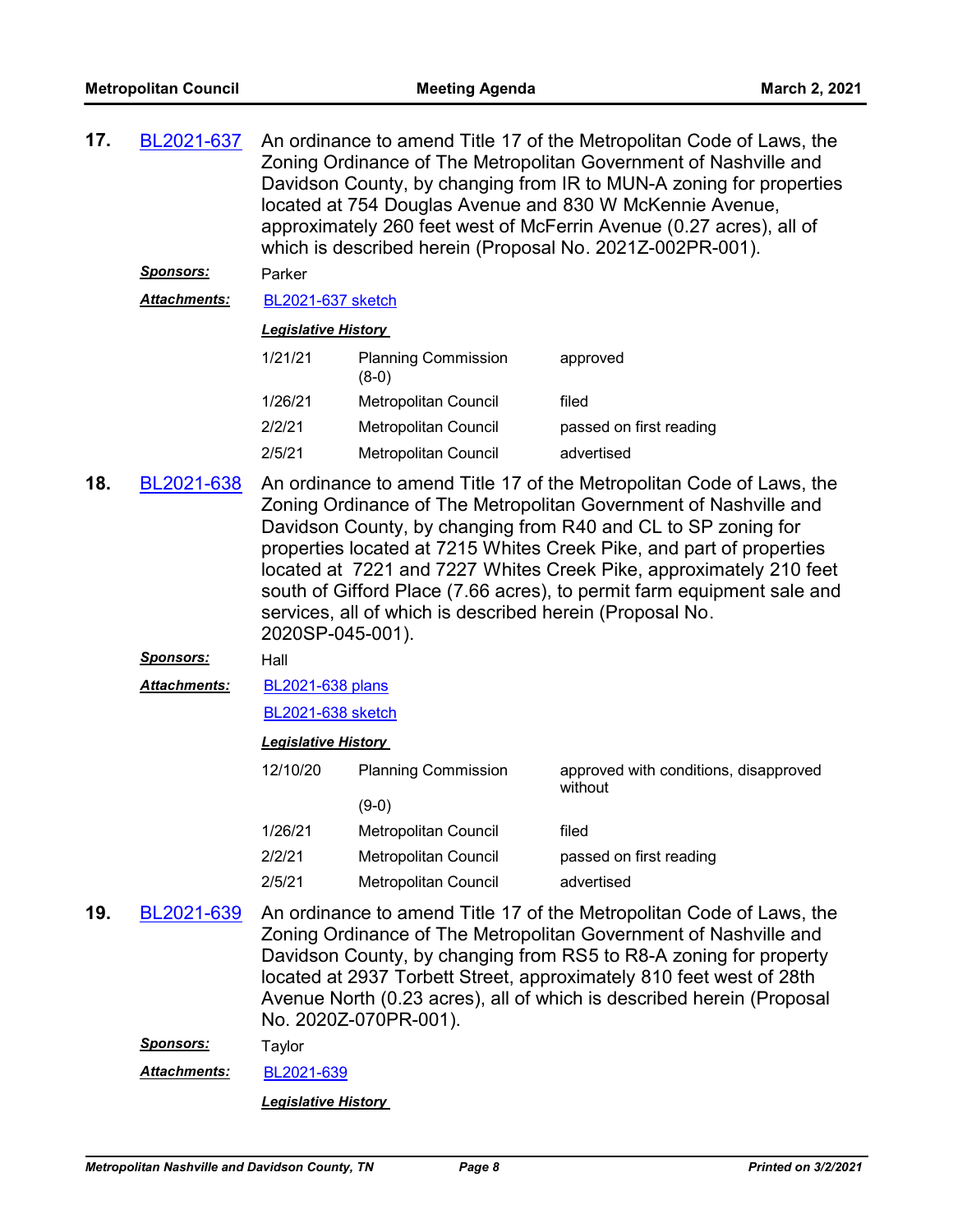**17.** BL2021-637 An ordinance to amend Title 17 of the Metropolitan Code of Laws, the Zoning Ordinance of The Metropolitan Government of Nashville and Davidson County, by changing from IR to MUN-A zoning for properties located at 754 Douglas Avenue and 830 W McKennie Avenue, approximately 260 feet west of McFerrin Avenue (0.27 acres), all of which is described herein (Proposal No. 2021Z-002PR-001).

***Sponsors:*** Parker

***Attachments:*** BL2021-637 sketch

***Legislative History***

| | | |
|---|---|---|
| 1/21/21 | Planning Commission (8-0) | approved |
| 1/26/21 | Metropolitan Council | filed |
| 2/2/21 | Metropolitan Council | passed on first reading |
| 2/5/21 | Metropolitan Council | advertised |

**18.** BL2021-638 An ordinance to amend Title 17 of the Metropolitan Code of Laws, the Zoning Ordinance of The Metropolitan Government of Nashville and Davidson County, by changing from R40 and CL to SP zoning for properties located at 7215 Whites Creek Pike, and part of properties located at 7221 and 7227 Whites Creek Pike, approximately 210 feet south of Gifford Place (7.66 acres), to permit farm equipment sale and services, all of which is described herein (Proposal No. 2020SP-045-001).

***Sponsors:*** Hall

***Attachments:*** BL2021-638 plans

BL2021-638 sketch

***Legislative History***

| | | |
|---|---|---|
| 12/10/20 | Planning Commission (9-0) | approved with conditions, disapproved without |
| 1/26/21 | Metropolitan Council | filed |
| 2/2/21 | Metropolitan Council | passed on first reading |
| 2/5/21 | Metropolitan Council | advertised |

**19.** BL2021-639 An ordinance to amend Title 17 of the Metropolitan Code of Laws, the Zoning Ordinance of The Metropolitan Government of Nashville and Davidson County, by changing from RS5 to R8-A zoning for property located at 2937 Torbett Street, approximately 810 feet west of 28th Avenue North (0.23 acres), all of which is described herein (Proposal No. 2020Z-070PR-001).

***Sponsors:*** Taylor

***Attachments:*** BL2021-639

***Legislative History***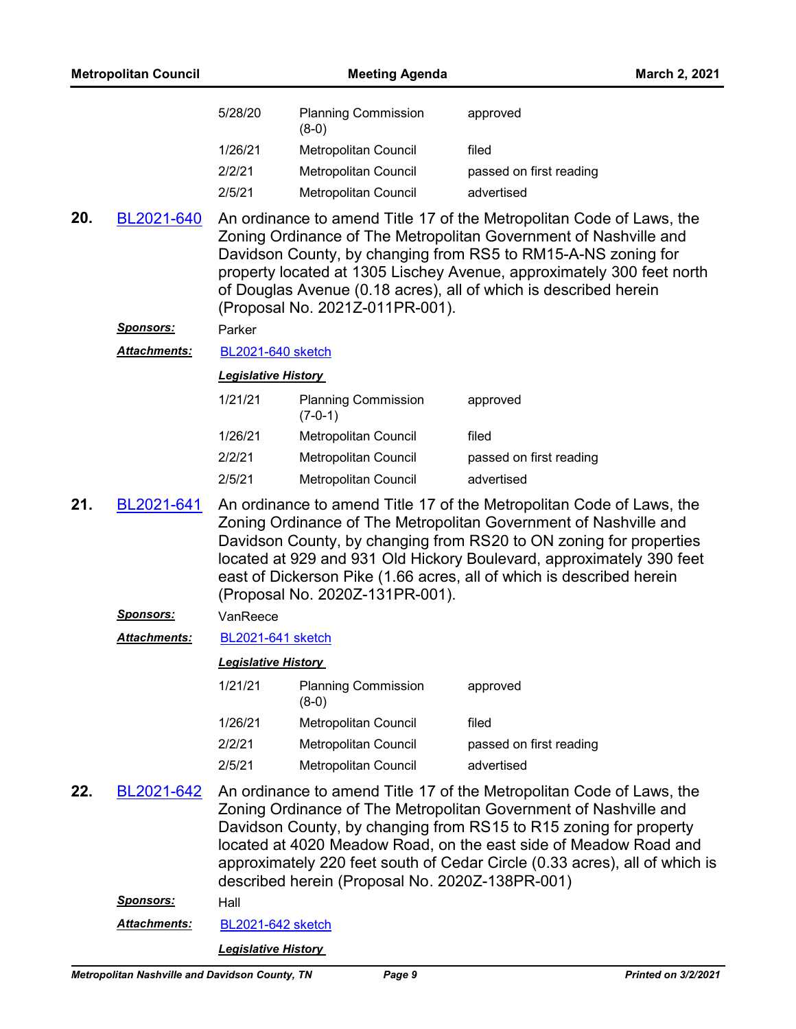| | | |
|---|---|---|
| 5/28/20 | Planning Commission (8-0) | approved |
| 1/26/21 | Metropolitan Council | filed |
| 2/2/21 | Metropolitan Council | passed on first reading |
| 2/5/21 | Metropolitan Council | advertised |

**20.** BL2021-640 An ordinance to amend Title 17 of the Metropolitan Code of Laws, the Zoning Ordinance of The Metropolitan Government of Nashville and Davidson County, by changing from RS5 to RM15-A-NS zoning for property located at 1305 Lischey Avenue, approximately 300 feet north of Douglas Avenue (0.18 acres), all of which is described herein (Proposal No. 2021Z-011PR-001).

***Sponsors:*** Parker

***Attachments:*** BL2021-640 sketch

***Legislative History***

| | | |
|---|---|---|
| 1/21/21 | Planning Commission (7-0-1) | approved |
| 1/26/21 | Metropolitan Council | filed |
| 2/2/21 | Metropolitan Council | passed on first reading |
| 2/5/21 | Metropolitan Council | advertised |

**21.** BL2021-641 An ordinance to amend Title 17 of the Metropolitan Code of Laws, the Zoning Ordinance of The Metropolitan Government of Nashville and Davidson County, by changing from RS20 to ON zoning for properties located at 929 and 931 Old Hickory Boulevard, approximately 390 feet east of Dickerson Pike (1.66 acres, all of which is described herein (Proposal No. 2020Z-131PR-001).

***Sponsors:*** VanReece

***Attachments:*** BL2021-641 sketch

***Legislative History***

| | | |
|---|---|---|
| 1/21/21 | Planning Commission (8-0) | approved |
| 1/26/21 | Metropolitan Council | filed |
| 2/2/21 | Metropolitan Council | passed on first reading |
| 2/5/21 | Metropolitan Council | advertised |

**22.** BL2021-642 An ordinance to amend Title 17 of the Metropolitan Code of Laws, the Zoning Ordinance of The Metropolitan Government of Nashville and Davidson County, by changing from RS15 to R15 zoning for property located at 4020 Meadow Road, on the east side of Meadow Road and approximately 220 feet south of Cedar Circle (0.33 acres), all of which is described herein (Proposal No. 2020Z-138PR-001)

***Sponsors:*** Hall

***Attachments:*** BL2021-642 sketch

***Legislative History***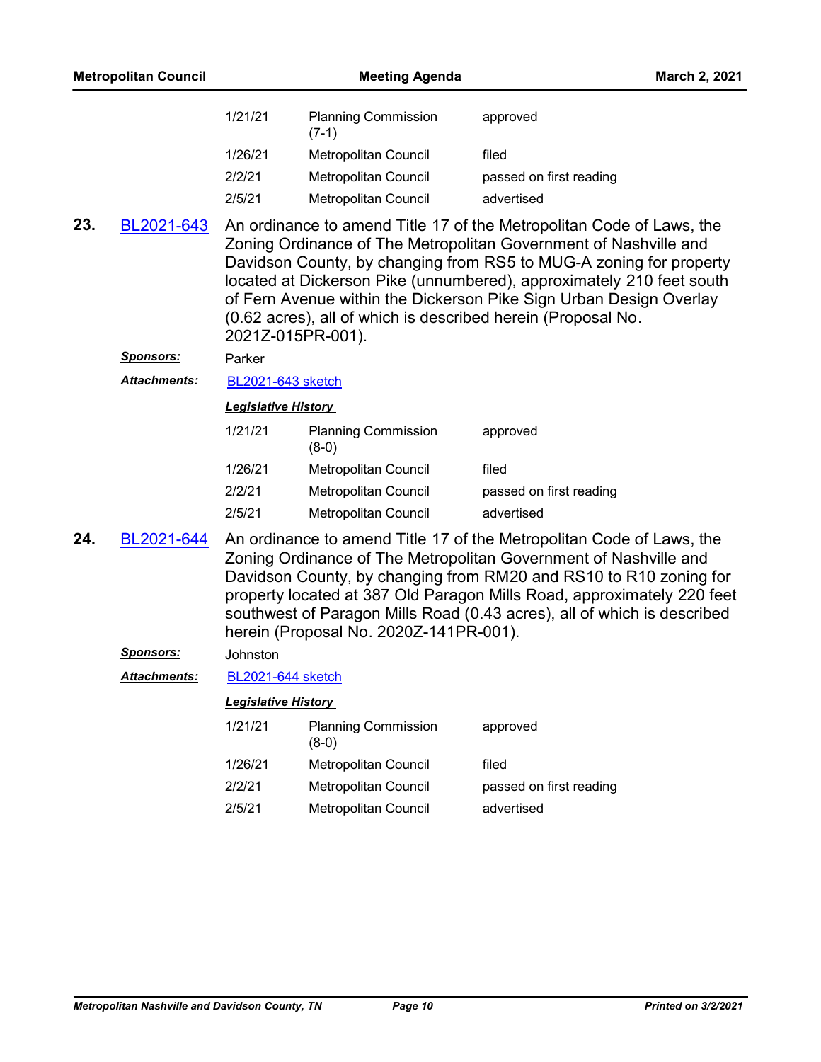| | | |
|---|---|---|
| 1/21/21 | Planning Commission (7-1) | approved |
| 1/26/21 | Metropolitan Council | filed |
| 2/2/21 | Metropolitan Council | passed on first reading |
| 2/5/21 | Metropolitan Council | advertised |

**23.** BL2021-643 An ordinance to amend Title 17 of the Metropolitan Code of Laws, the Zoning Ordinance of The Metropolitan Government of Nashville and Davidson County, by changing from RS5 to MUG-A zoning for property located at Dickerson Pike (unnumbered), approximately 210 feet south of Fern Avenue within the Dickerson Pike Sign Urban Design Overlay (0.62 acres), all of which is described herein (Proposal No. 2021Z-015PR-001).

***Sponsors:*** Parker

***Attachments:*** BL2021-643 sketch

***Legislative History***

| | | |
|---|---|---|
| 1/21/21 | Planning Commission (8-0) | approved |
| 1/26/21 | Metropolitan Council | filed |
| 2/2/21 | Metropolitan Council | passed on first reading |
| 2/5/21 | Metropolitan Council | advertised |

**24.** BL2021-644 An ordinance to amend Title 17 of the Metropolitan Code of Laws, the Zoning Ordinance of The Metropolitan Government of Nashville and Davidson County, by changing from RM20 and RS10 to R10 zoning for property located at 387 Old Paragon Mills Road, approximately 220 feet southwest of Paragon Mills Road (0.43 acres), all of which is described herein (Proposal No. 2020Z-141PR-001).

***Sponsors:*** Johnston

***Attachments:*** BL2021-644 sketch

***Legislative History***

| | | |
|---|---|---|
| 1/21/21 | Planning Commission (8-0) | approved |
| 1/26/21 | Metropolitan Council | filed |
| 2/2/21 | Metropolitan Council | passed on first reading |
| 2/5/21 | Metropolitan Council | advertised |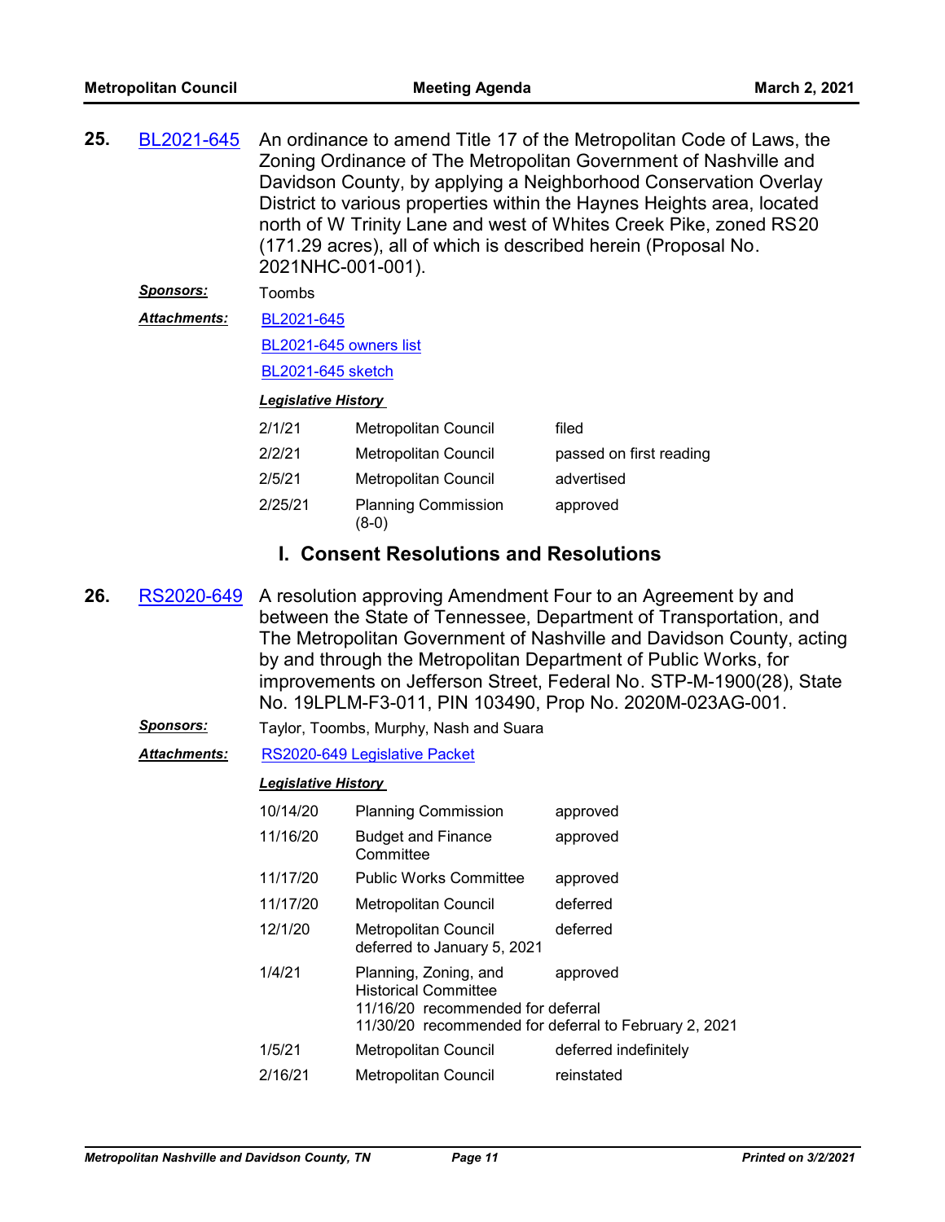**25.** BL2021-645 An ordinance to amend Title 17 of the Metropolitan Code of Laws, the Zoning Ordinance of The Metropolitan Government of Nashville and Davidson County, by applying a Neighborhood Conservation Overlay District to various properties within the Haynes Heights area, located north of W Trinity Lane and west of Whites Creek Pike, zoned RS20 (171.29 acres), all of which is described herein (Proposal No. 2021NHC-001-001).

***Sponsors:*** Toombs

***Attachments:*** BL2021-645

BL2021-645 owners list

BL2021-645 sketch

***Legislative History***

| | | |
|---|---|---|
| 2/1/21 | Metropolitan Council | filed |
| 2/2/21 | Metropolitan Council | passed on first reading |
| 2/5/21 | Metropolitan Council | advertised |
| 2/25/21 | Planning Commission (8-0) | approved |

## I. Consent Resolutions and Resolutions

**26.** RS2020-649 A resolution approving Amendment Four to an Agreement by and between the State of Tennessee, Department of Transportation, and The Metropolitan Government of Nashville and Davidson County, acting by and through the Metropolitan Department of Public Works, for improvements on Jefferson Street, Federal No. STP-M-1900(28), State No. 19LPLM-F3-011, PIN 103490, Prop No. 2020M-023AG-001.

***Sponsors:*** Taylor, Toombs, Murphy, Nash and Suara

***Attachments:*** RS2020-649 Legislative Packet

***Legislative History***

| | | |
|---|---|---|
| 10/14/20 | Planning Commission | approved |
| 11/16/20 | Budget and Finance Committee | approved |
| 11/17/20 | Public Works Committee | approved |
| 11/17/20 | Metropolitan Council | deferred |
| 12/1/20 | Metropolitan Council deferred to January 5, 2021 | deferred |
| 1/4/21 | Planning, Zoning, and Historical Committee 11/16/20 recommended for deferral 11/30/20 recommended for deferral to February 2, 2021 | approved |
| 1/5/21 | Metropolitan Council | deferred indefinitely |
| 2/16/21 | Metropolitan Council | reinstated |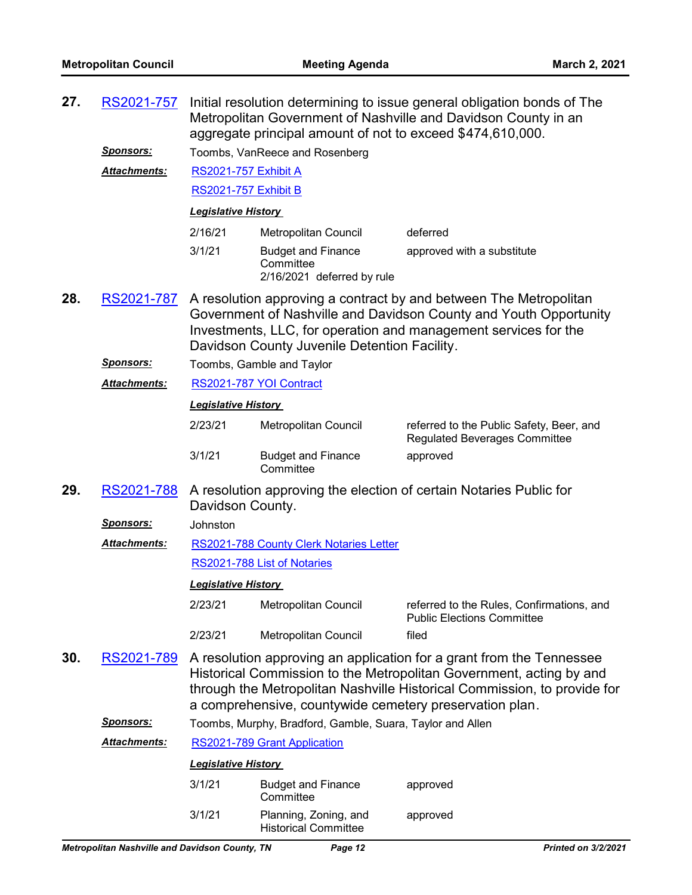**27.** RS2021-757 Initial resolution determining to issue general obligation bonds of The Metropolitan Government of Nashville and Davidson County in an aggregate principal amount of not to exceed $474,610,000.

***Sponsors:*** Toombs, VanReece and Rosenberg

***Attachments:*** RS2021-757 Exhibit A

RS2021-757 Exhibit B

***Legislative History***

| | | |
|---|---|---|
| 2/16/21 | Metropolitan Council | deferred |
| 3/1/21 | Budget and Finance Committee<br>2/16/2021 deferred by rule | approved with a substitute |

**28.** RS2021-787 A resolution approving a contract by and between The Metropolitan Government of Nashville and Davidson County and Youth Opportunity Investments, LLC, for operation and management services for the Davidson County Juvenile Detention Facility.

***Sponsors:*** Toombs, Gamble and Taylor

***Attachments:*** RS2021-787 YOI Contract

***Legislative History***

| | | |
|---|---|---|
| 2/23/21 | Metropolitan Council | referred to the Public Safety, Beer, and Regulated Beverages Committee |
| 3/1/21 | Budget and Finance Committee | approved |

**29.** RS2021-788 A resolution approving the election of certain Notaries Public for Davidson County.

***Sponsors:*** Johnston

***Attachments:*** RS2021-788 County Clerk Notaries Letter

RS2021-788 List of Notaries

***Legislative History***

| | | |
|---|---|---|
| 2/23/21 | Metropolitan Council | referred to the Rules, Confirmations, and Public Elections Committee |
| 2/23/21 | Metropolitan Council | filed |

**30.** RS2021-789 A resolution approving an application for a grant from the Tennessee Historical Commission to the Metropolitan Government, acting by and through the Metropolitan Nashville Historical Commission, to provide for a comprehensive, countywide cemetery preservation plan.

***Sponsors:*** Toombs, Murphy, Bradford, Gamble, Suara, Taylor and Allen

***Attachments:*** RS2021-789 Grant Application

***Legislative History***

| | | |
|---|---|---|
| 3/1/21 | Budget and Finance Committee | approved |
| 3/1/21 | Planning, Zoning, and Historical Committee | approved |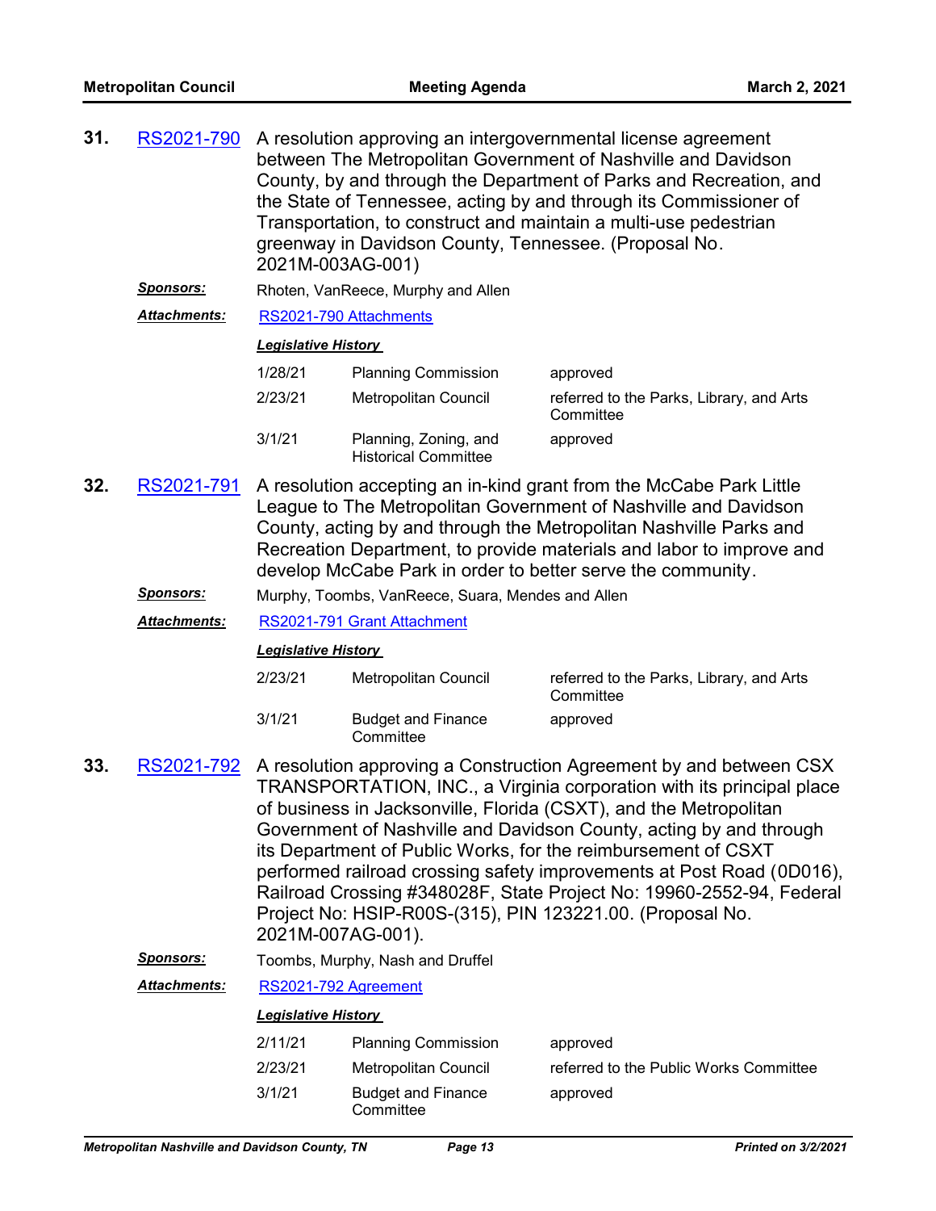**31.** RS2021-790 A resolution approving an intergovernmental license agreement between The Metropolitan Government of Nashville and Davidson County, by and through the Department of Parks and Recreation, and the State of Tennessee, acting by and through its Commissioner of Transportation, to construct and maintain a multi-use pedestrian greenway in Davidson County, Tennessee. (Proposal No. 2021M-003AG-001)

***Sponsors:*** Rhoten, VanReece, Murphy and Allen

***Attachments:*** RS2021-790 Attachments

***Legislative History***

| | | |
|---|---|---|
| 1/28/21 | Planning Commission | approved |
| 2/23/21 | Metropolitan Council | referred to the Parks, Library, and Arts Committee |
| 3/1/21 | Planning, Zoning, and Historical Committee | approved |

**32.** RS2021-791 A resolution accepting an in-kind grant from the McCabe Park Little League to The Metropolitan Government of Nashville and Davidson County, acting by and through the Metropolitan Nashville Parks and Recreation Department, to provide materials and labor to improve and develop McCabe Park in order to better serve the community.

***Sponsors:*** Murphy, Toombs, VanReece, Suara, Mendes and Allen

***Attachments:*** RS2021-791 Grant Attachment

***Legislative History***

| | | |
|---|---|---|
| 2/23/21 | Metropolitan Council | referred to the Parks, Library, and Arts Committee |
| 3/1/21 | Budget and Finance Committee | approved |

**33.** RS2021-792 A resolution approving a Construction Agreement by and between CSX TRANSPORTATION, INC., a Virginia corporation with its principal place of business in Jacksonville, Florida (CSXT), and the Metropolitan Government of Nashville and Davidson County, acting by and through its Department of Public Works, for the reimbursement of CSXT performed railroad crossing safety improvements at Post Road (0D016), Railroad Crossing #348028F, State Project No: 19960-2552-94, Federal Project No: HSIP-R00S-(315), PIN 123221.00. (Proposal No. 2021M-007AG-001).

***Sponsors:*** Toombs, Murphy, Nash and Druffel

***Attachments:*** RS2021-792 Agreement

***Legislative History***

| | | |
|---|---|---|
| 2/11/21 | Planning Commission | approved |
| 2/23/21 | Metropolitan Council | referred to the Public Works Committee |
| 3/1/21 | Budget and Finance Committee | approved |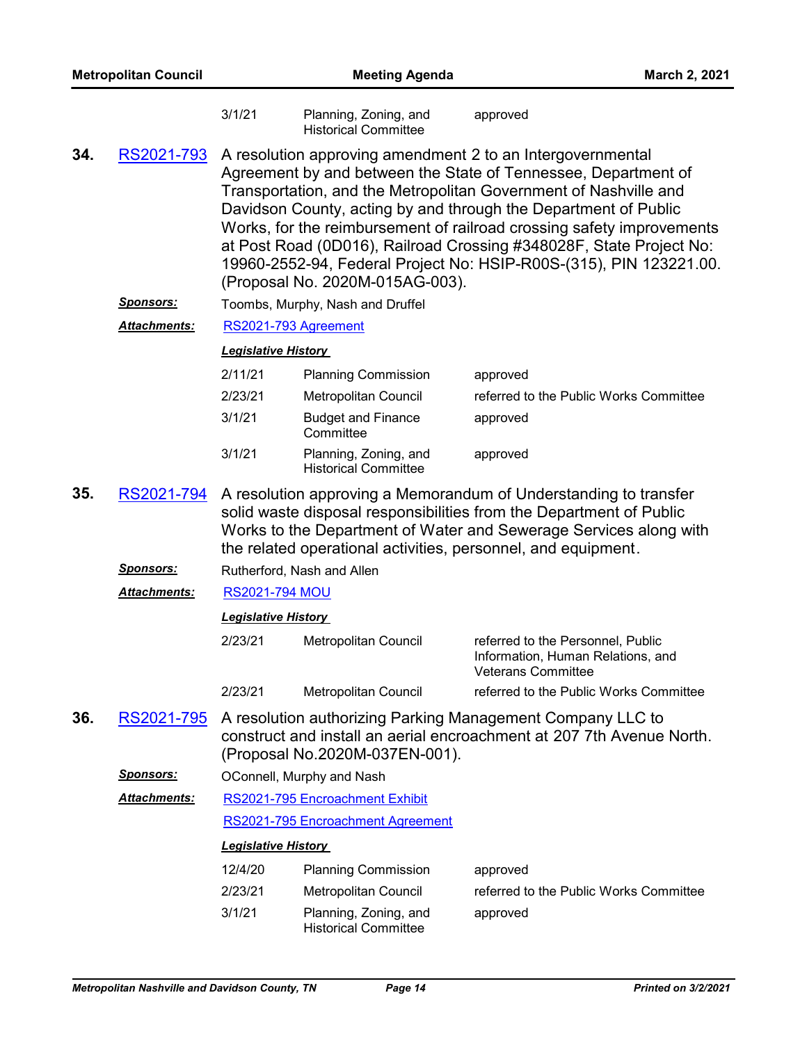| | | |
|---|---|---|
| 3/1/21 | Planning, Zoning, and Historical Committee | approved |

**34.** RS2021-793 A resolution approving amendment 2 to an Intergovernmental Agreement by and between the State of Tennessee, Department of Transportation, and the Metropolitan Government of Nashville and Davidson County, acting by and through the Department of Public Works, for the reimbursement of railroad crossing safety improvements at Post Road (0D016), Railroad Crossing #348028F, State Project No: 19960-2552-94, Federal Project No: HSIP-R00S-(315), PIN 123221.00. (Proposal No. 2020M-015AG-003).

***Sponsors:*** Toombs, Murphy, Nash and Druffel

***Attachments:*** RS2021-793 Agreement

***Legislative History***

| | | |
|---|---|---|
| 2/11/21 | Planning Commission | approved |
| 2/23/21 | Metropolitan Council | referred to the Public Works Committee |
| 3/1/21 | Budget and Finance Committee | approved |
| 3/1/21 | Planning, Zoning, and Historical Committee | approved |

**35.** RS2021-794 A resolution approving a Memorandum of Understanding to transfer solid waste disposal responsibilities from the Department of Public Works to the Department of Water and Sewerage Services along with the related operational activities, personnel, and equipment.

***Sponsors:*** Rutherford, Nash and Allen

***Attachments:*** RS2021-794 MOU

***Legislative History***

| | | |
|---|---|---|
| 2/23/21 | Metropolitan Council | referred to the Personnel, Public Information, Human Relations, and Veterans Committee |
| 2/23/21 | Metropolitan Council | referred to the Public Works Committee |

**36.** RS2021-795 A resolution authorizing Parking Management Company LLC to construct and install an aerial encroachment at 207 7th Avenue North. (Proposal No.2020M-037EN-001).

***Sponsors:*** OConnell, Murphy and Nash

***Attachments:*** RS2021-795 Encroachment Exhibit

RS2021-795 Encroachment Agreement

***Legislative History***

| | | |
|---|---|---|
| 12/4/20 | Planning Commission | approved |
| 2/23/21 | Metropolitan Council | referred to the Public Works Committee |
| 3/1/21 | Planning, Zoning, and Historical Committee | approved |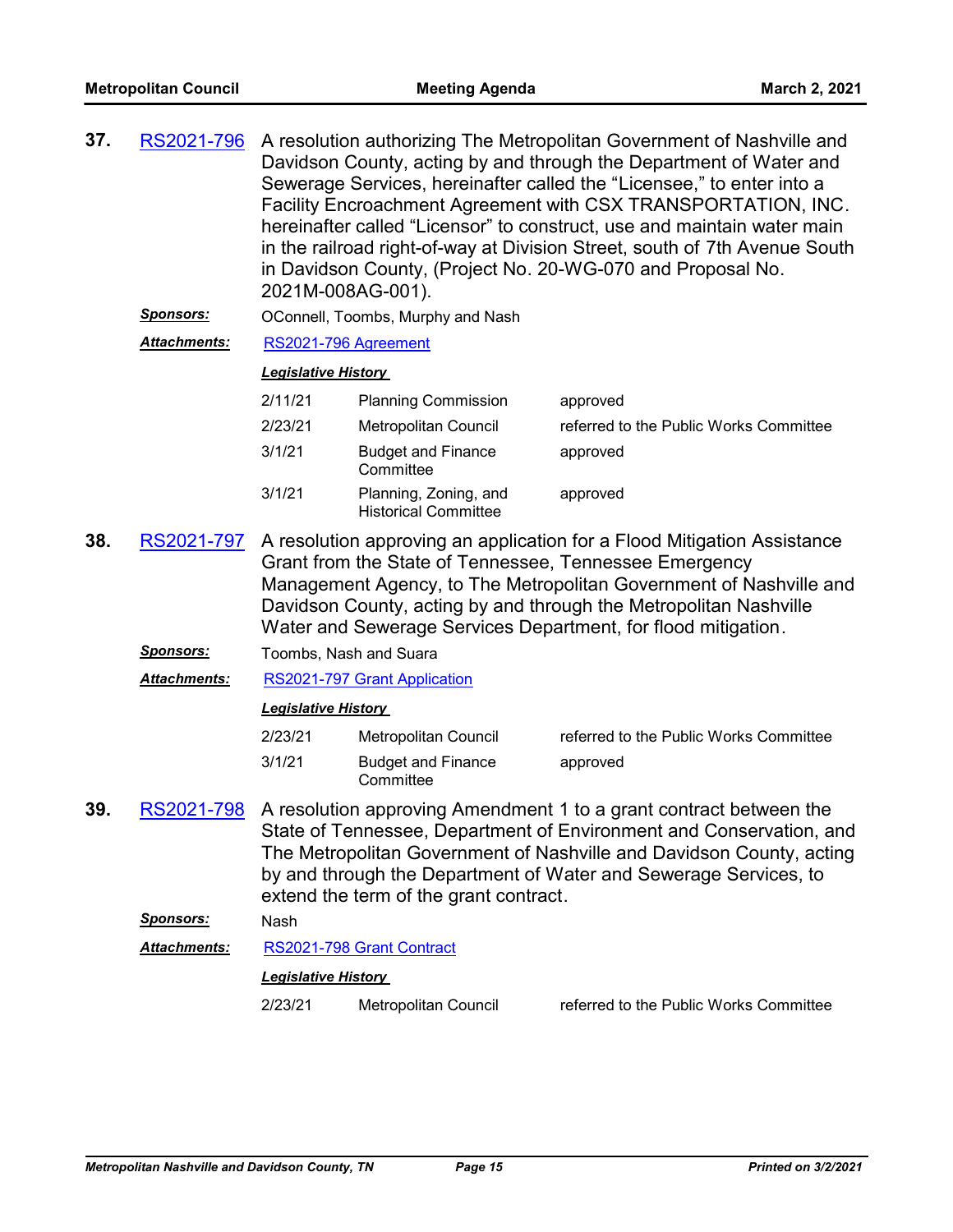**37.** RS2021-796 A resolution authorizing The Metropolitan Government of Nashville and Davidson County, acting by and through the Department of Water and Sewerage Services, hereinafter called the “Licensee,” to enter into a Facility Encroachment Agreement with CSX TRANSPORTATION, INC. hereinafter called “Licensor” to construct, use and maintain water main in the railroad right-of-way at Division Street, south of 7th Avenue South in Davidson County, (Project No. 20-WG-070 and Proposal No. 2021M-008AG-001).

***Sponsors:*** OConnell, Toombs, Murphy and Nash

***Attachments:*** RS2021-796 Agreement

***Legislative History***

| | | |
|---|---|---|
| 2/11/21 | Planning Commission | approved |
| 2/23/21 | Metropolitan Council | referred to the Public Works Committee |
| 3/1/21 | Budget and Finance Committee | approved |
| 3/1/21 | Planning, Zoning, and Historical Committee | approved |

**38.** RS2021-797 A resolution approving an application for a Flood Mitigation Assistance Grant from the State of Tennessee, Tennessee Emergency Management Agency, to The Metropolitan Government of Nashville and Davidson County, acting by and through the Metropolitan Nashville Water and Sewerage Services Department, for flood mitigation.

***Sponsors:*** Toombs, Nash and Suara

***Attachments:*** RS2021-797 Grant Application

***Legislative History***

| | | |
|---|---|---|
| 2/23/21 | Metropolitan Council | referred to the Public Works Committee |
| 3/1/21 | Budget and Finance Committee | approved |

**39.** RS2021-798 A resolution approving Amendment 1 to a grant contract between the State of Tennessee, Department of Environment and Conservation, and The Metropolitan Government of Nashville and Davidson County, acting by and through the Department of Water and Sewerage Services, to extend the term of the grant contract.

***Sponsors:*** Nash

***Attachments:*** RS2021-798 Grant Contract

***Legislative History***

| | | |
|---|---|---|
| 2/23/21 | Metropolitan Council | referred to the Public Works Committee |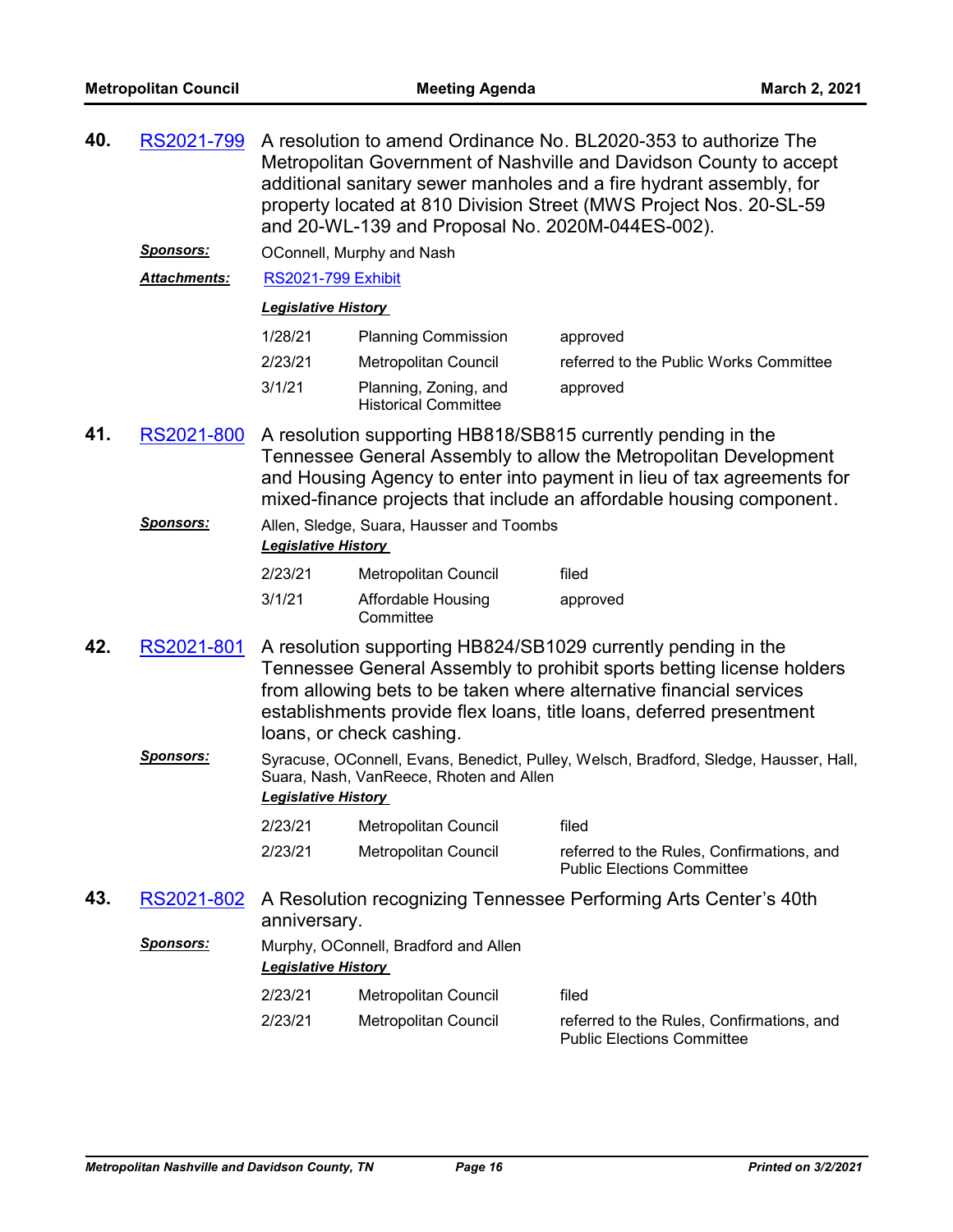**40.** RS2021-799 A resolution to amend Ordinance No. BL2020-353 to authorize The Metropolitan Government of Nashville and Davidson County to accept additional sanitary sewer manholes and a fire hydrant assembly, for property located at 810 Division Street (MWS Project Nos. 20-SL-59 and 20-WL-139 and Proposal No. 2020M-044ES-002).

***Sponsors:*** OConnell, Murphy and Nash

***Attachments:*** RS2021-799 Exhibit

***Legislative History***

| | | |
|---|---|---|
| 1/28/21 | Planning Commission | approved |
| 2/23/21 | Metropolitan Council | referred to the Public Works Committee |
| 3/1/21 | Planning, Zoning, and Historical Committee | approved |

**41.** RS2021-800 A resolution supporting HB818/SB815 currently pending in the Tennessee General Assembly to allow the Metropolitan Development and Housing Agency to enter into payment in lieu of tax agreements for mixed-finance projects that include an affordable housing component.

***Sponsors:*** Allen, Sledge, Suara, Hausser and Toombs

***Legislative History***

| | | |
|---|---|---|
| 2/23/21 | Metropolitan Council | filed |
| 3/1/21 | Affordable Housing Committee | approved |

**42.** RS2021-801 A resolution supporting HB824/SB1029 currently pending in the Tennessee General Assembly to prohibit sports betting license holders from allowing bets to be taken where alternative financial services establishments provide flex loans, title loans, deferred presentment loans, or check cashing.

***Sponsors:*** Syracuse, OConnell, Evans, Benedict, Pulley, Welsch, Bradford, Sledge, Hausser, Hall, Suara, Nash, VanReece, Rhoten and Allen

***Legislative History***

| | | |
|---|---|---|
| 2/23/21 | Metropolitan Council | filed |
| 2/23/21 | Metropolitan Council | referred to the Rules, Confirmations, and Public Elections Committee |

**43.** RS2021-802 A Resolution recognizing Tennessee Performing Arts Center's 40th anniversary.

***Sponsors:*** Murphy, OConnell, Bradford and Allen

***Legislative History***

| | | |
|---|---|---|
| 2/23/21 | Metropolitan Council | filed |
| 2/23/21 | Metropolitan Council | referred to the Rules, Confirmations, and Public Elections Committee |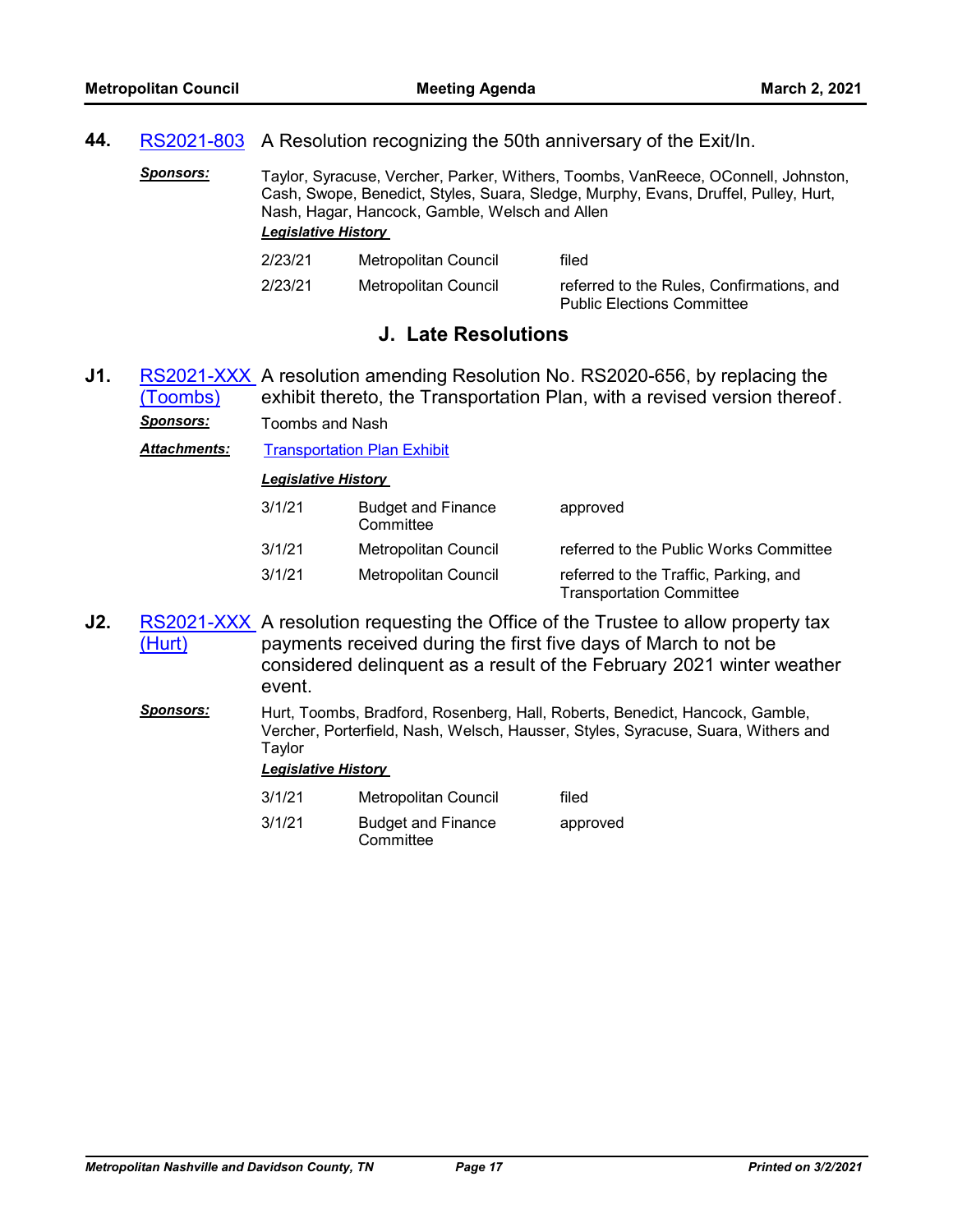**44.** RS2021-803 A Resolution recognizing the 50th anniversary of the Exit/In.

***Sponsors:*** Taylor, Syracuse, Vercher, Parker, Withers, Toombs, VanReece, OConnell, Johnston, Cash, Swope, Benedict, Styles, Suara, Sledge, Murphy, Evans, Druffel, Pulley, Hurt, Nash, Hagar, Hancock, Gamble, Welsch and Allen

***Legislative History***

| | | |
|---|---|---|
| 2/23/21 | Metropolitan Council | filed |
| 2/23/21 | Metropolitan Council | referred to the Rules, Confirmations, and Public Elections Committee |

## J. Late Resolutions

**J1.** RS2021-XXX (Toombs) A resolution amending Resolution No. RS2020-656, by replacing the exhibit thereto, the Transportation Plan, with a revised version thereof.

***Sponsors:*** Toombs and Nash

***Attachments:*** Transportation Plan Exhibit

***Legislative History***

| | | |
|---|---|---|
| 3/1/21 | Budget and Finance Committee | approved |
| 3/1/21 | Metropolitan Council | referred to the Public Works Committee |
| 3/1/21 | Metropolitan Council | referred to the Traffic, Parking, and Transportation Committee |

**J2.** RS2021-XXX (Hurt) A resolution requesting the Office of the Trustee to allow property tax payments received during the first five days of March to not be considered delinquent as a result of the February 2021 winter weather event.

***Sponsors:*** Hurt, Toombs, Bradford, Rosenberg, Hall, Roberts, Benedict, Hancock, Gamble, Vercher, Porterfield, Nash, Welsch, Hausser, Styles, Syracuse, Suara, Withers and Taylor

***Legislative History***

| | | |
|---|---|---|
| 3/1/21 | Metropolitan Council | filed |
| 3/1/21 | Budget and Finance Committee | approved |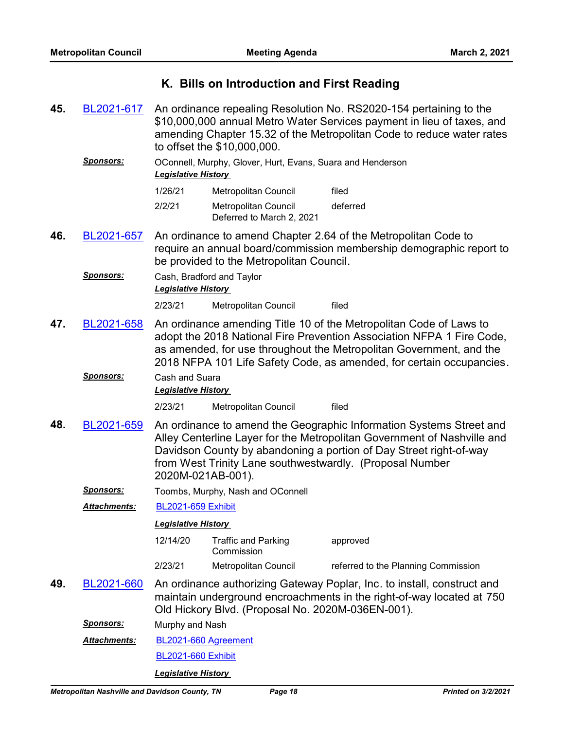## K. Bills on Introduction and First Reading

**45.** BL2021-617 An ordinance repealing Resolution No. RS2020-154 pertaining to the $10,000,000 annual Metro Water Services payment in lieu of taxes, and amending Chapter 15.32 of the Metropolitan Code to reduce water rates to offset the $10,000,000.

***Sponsors:*** OConnell, Murphy, Glover, Hurt, Evans, Suara and Henderson

***Legislative History***

| | | |
|---|---|---|
| 1/26/21 | Metropolitan Council | filed |
| 2/2/21 | Metropolitan Council Deferred to March 2, 2021 | deferred |

**46.** BL2021-657 An ordinance to amend Chapter 2.64 of the Metropolitan Code to require an annual board/commission membership demographic report to be provided to the Metropolitan Council.

***Sponsors:*** Cash, Bradford and Taylor

***Legislative History***

| | | |
|---|---|---|
| 2/23/21 | Metropolitan Council | filed |

**47.** BL2021-658 An ordinance amending Title 10 of the Metropolitan Code of Laws to adopt the 2018 National Fire Prevention Association NFPA 1 Fire Code, as amended, for use throughout the Metropolitan Government, and the 2018 NFPA 101 Life Safety Code, as amended, for certain occupancies.

***Sponsors:*** Cash and Suara

***Legislative History***

| | | |
|---|---|---|
| 2/23/21 | Metropolitan Council | filed |

**48.** BL2021-659 An ordinance to amend the Geographic Information Systems Street and Alley Centerline Layer for the Metropolitan Government of Nashville and Davidson County by abandoning a portion of Day Street right-of-way from West Trinity Lane southwestwardly. (Proposal Number 2020M-021AB-001).

***Sponsors:*** Toombs, Murphy, Nash and OConnell

***Attachments:*** BL2021-659 Exhibit

***Legislative History***

| | | |
|---|---|---|
| 12/14/20 | Traffic and Parking Commission | approved |
| 2/23/21 | Metropolitan Council | referred to the Planning Commission |

**49.** BL2021-660 An ordinance authorizing Gateway Poplar, Inc. to install, construct and maintain underground encroachments in the right-of-way located at 750 Old Hickory Blvd. (Proposal No. 2020M-036EN-001).

***Sponsors:*** Murphy and Nash

***Attachments:*** BL2021-660 Agreement

BL2021-660 Exhibit

***Legislative History***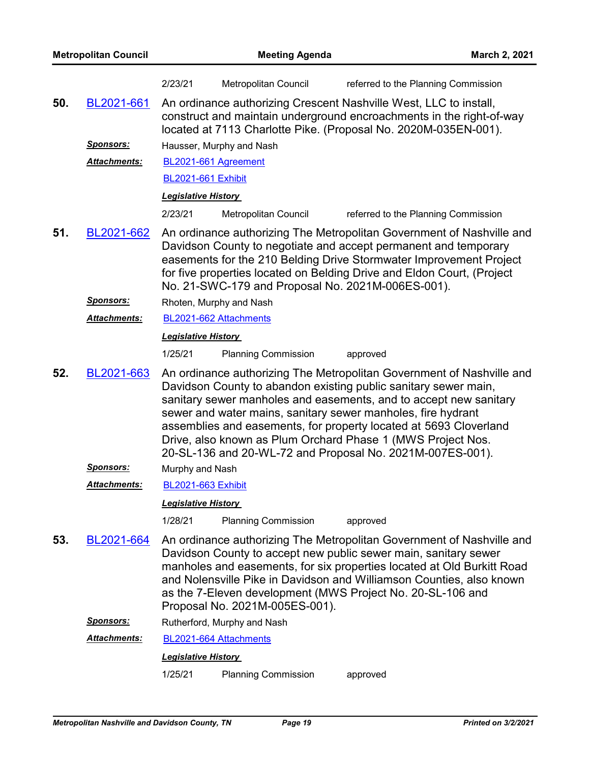2/23/21 Metropolitan Council referred to the Planning Commission

**50.** BL2021-661 An ordinance authorizing Crescent Nashville West, LLC to install, construct and maintain underground encroachments in the right-of-way located at 7113 Charlotte Pike. (Proposal No. 2020M-035EN-001).

***Sponsors:*** Hausser, Murphy and Nash

***Attachments:*** BL2021-661 Agreement

BL2021-661 Exhibit

***Legislative History***

2/23/21 Metropolitan Council referred to the Planning Commission

**51.** BL2021-662 An ordinance authorizing The Metropolitan Government of Nashville and Davidson County to negotiate and accept permanent and temporary easements for the 210 Belding Drive Stormwater Improvement Project for five properties located on Belding Drive and Eldon Court, (Project No. 21-SWC-179 and Proposal No. 2021M-006ES-001).

***Sponsors:*** Rhoten, Murphy and Nash

***Attachments:*** BL2021-662 Attachments

***Legislative History***

1/25/21 Planning Commission approved

**52.** BL2021-663 An ordinance authorizing The Metropolitan Government of Nashville and Davidson County to abandon existing public sanitary sewer main, sanitary sewer manholes and easements, and to accept new sanitary sewer and water mains, sanitary sewer manholes, fire hydrant assemblies and easements, for property located at 5693 Cloverland Drive, also known as Plum Orchard Phase 1 (MWS Project Nos. 20-SL-136 and 20-WL-72 and Proposal No. 2021M-007ES-001).

***Sponsors:*** Murphy and Nash

***Attachments:*** BL2021-663 Exhibit

***Legislative History***

1/28/21 Planning Commission approved

**53.** BL2021-664 An ordinance authorizing The Metropolitan Government of Nashville and Davidson County to accept new public sewer main, sanitary sewer manholes and easements, for six properties located at Old Burkitt Road and Nolensville Pike in Davidson and Williamson Counties, also known as the 7-Eleven development (MWS Project No. 20-SL-106 and Proposal No. 2021M-005ES-001).

***Sponsors:*** Rutherford, Murphy and Nash

***Attachments:*** BL2021-664 Attachments

***Legislative History***

1/25/21 Planning Commission approved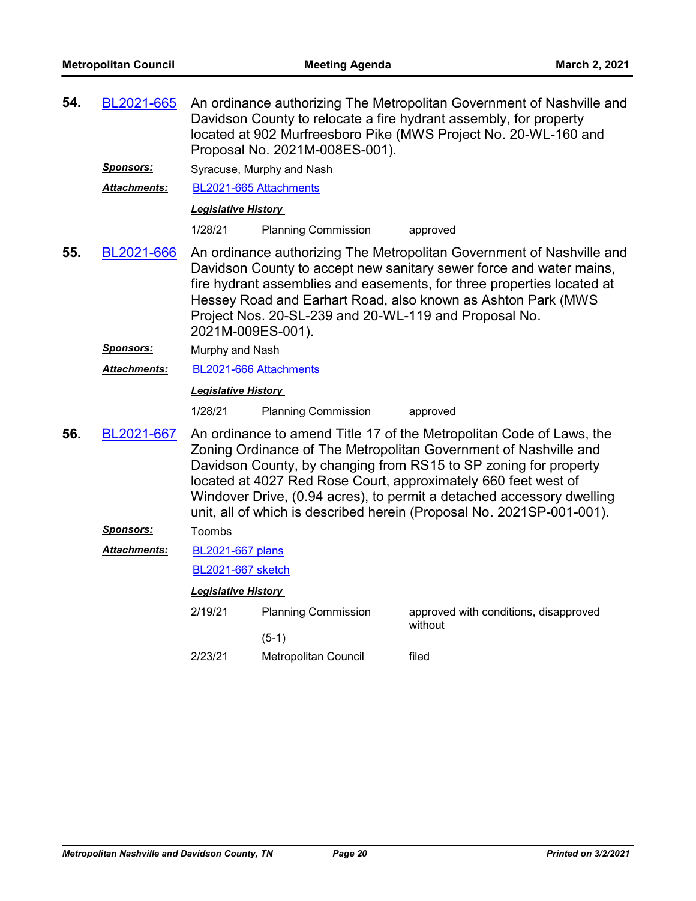**54.** BL2021-665 An ordinance authorizing The Metropolitan Government of Nashville and Davidson County to relocate a fire hydrant assembly, for property located at 902 Murfreesboro Pike (MWS Project No. 20-WL-160 and Proposal No. 2021M-008ES-001).

***Sponsors:*** Syracuse, Murphy and Nash

***Attachments:*** BL2021-665 Attachments

***Legislative History***

| | | |
|---|---|---|
| 1/28/21 | Planning Commission | approved |

**55.** BL2021-666 An ordinance authorizing The Metropolitan Government of Nashville and Davidson County to accept new sanitary sewer force and water mains, fire hydrant assemblies and easements, for three properties located at Hessey Road and Earhart Road, also known as Ashton Park (MWS Project Nos. 20-SL-239 and 20-WL-119 and Proposal No. 2021M-009ES-001).

***Sponsors:*** Murphy and Nash

***Attachments:*** BL2021-666 Attachments

***Legislative History***

| | | |
|---|---|---|
| 1/28/21 | Planning Commission | approved |

**56.** BL2021-667 An ordinance to amend Title 17 of the Metropolitan Code of Laws, the Zoning Ordinance of The Metropolitan Government of Nashville and Davidson County, by changing from RS15 to SP zoning for property located at 4027 Red Rose Court, approximately 660 feet west of Windover Drive, (0.94 acres), to permit a detached accessory dwelling unit, all of which is described herein (Proposal No. 2021SP-001-001).

***Sponsors:*** Toombs

***Attachments:*** BL2021-667 plans

BL2021-667 sketch

***Legislative History***

| | | |
|---|---|---|
| 2/19/21 | Planning Commission (5-1) | approved with conditions, disapproved without |
| 2/23/21 | Metropolitan Council | filed |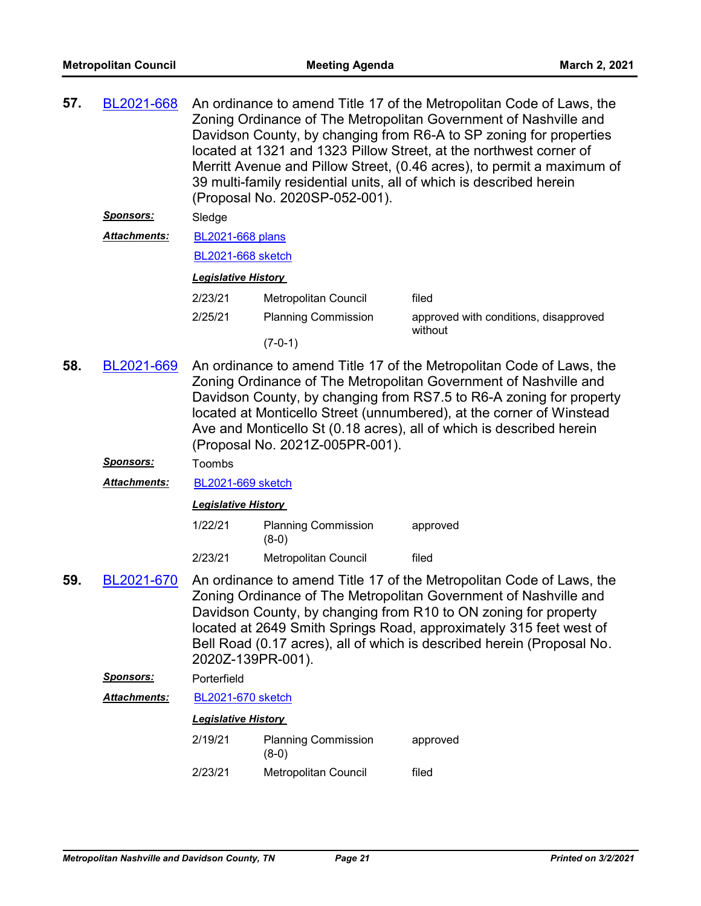**57.** BL2021-668 An ordinance to amend Title 17 of the Metropolitan Code of Laws, the Zoning Ordinance of The Metropolitan Government of Nashville and Davidson County, by changing from R6-A to SP zoning for properties located at 1321 and 1323 Pillow Street, at the northwest corner of Merritt Avenue and Pillow Street, (0.46 acres), to permit a maximum of 39 multi-family residential units, all of which is described herein (Proposal No. 2020SP-052-001).

***Sponsors:*** Sledge

***Attachments:*** BL2021-668 plans

BL2021-668 sketch

***Legislative History***

| | | |
|---|---|---|
| 2/23/21 | Metropolitan Council | filed |
| 2/25/21 | Planning Commission (7-0-1) | approved with conditions, disapproved without |

**58.** BL2021-669 An ordinance to amend Title 17 of the Metropolitan Code of Laws, the Zoning Ordinance of The Metropolitan Government of Nashville and Davidson County, by changing from RS7.5 to R6-A zoning for property located at Monticello Street (unnumbered), at the corner of Winstead Ave and Monticello St (0.18 acres), all of which is described herein (Proposal No. 2021Z-005PR-001).

***Sponsors:*** Toombs

***Attachments:*** BL2021-669 sketch

***Legislative History***

| | | |
|---|---|---|
| 1/22/21 | Planning Commission (8-0) | approved |
| 2/23/21 | Metropolitan Council | filed |

**59.** BL2021-670 An ordinance to amend Title 17 of the Metropolitan Code of Laws, the Zoning Ordinance of The Metropolitan Government of Nashville and Davidson County, by changing from R10 to ON zoning for property located at 2649 Smith Springs Road, approximately 315 feet west of Bell Road (0.17 acres), all of which is described herein (Proposal No. 2020Z-139PR-001).

***Sponsors:*** Porterfield

***Attachments:*** BL2021-670 sketch

***Legislative History***

| | | |
|---|---|---|
| 2/19/21 | Planning Commission (8-0) | approved |
| 2/23/21 | Metropolitan Council | filed |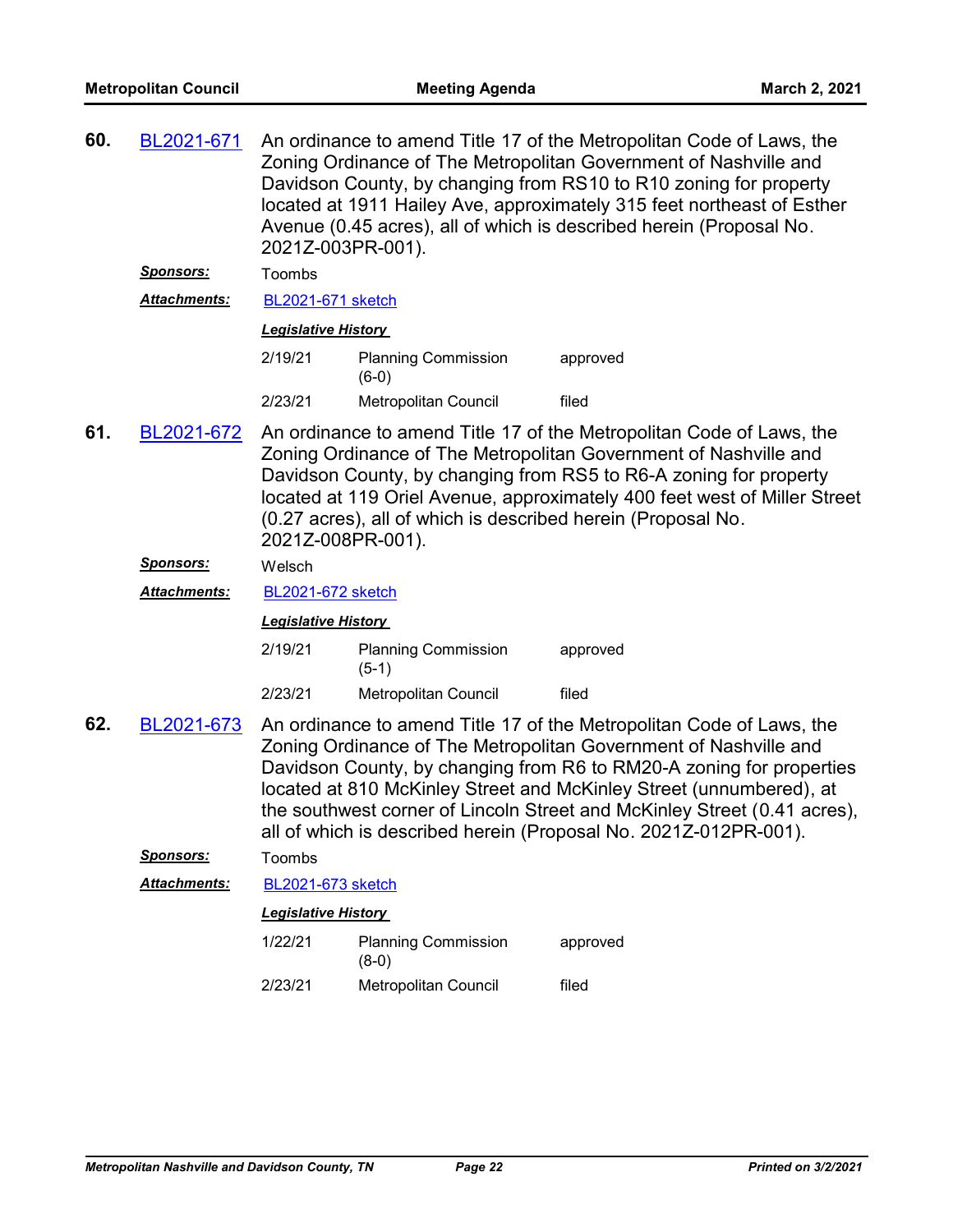**60.** BL2021-671 An ordinance to amend Title 17 of the Metropolitan Code of Laws, the Zoning Ordinance of The Metropolitan Government of Nashville and Davidson County, by changing from RS10 to R10 zoning for property located at 1911 Hailey Ave, approximately 315 feet northeast of Esther Avenue (0.45 acres), all of which is described herein (Proposal No. 2021Z-003PR-001).

***Sponsors:*** Toombs

***Attachments:*** BL2021-671 sketch

***Legislative History***

| | | |
|---|---|---|
| 2/19/21 | Planning Commission (6-0) | approved |
| 2/23/21 | Metropolitan Council | filed |

**61.** BL2021-672 An ordinance to amend Title 17 of the Metropolitan Code of Laws, the Zoning Ordinance of The Metropolitan Government of Nashville and Davidson County, by changing from RS5 to R6-A zoning for property located at 119 Oriel Avenue, approximately 400 feet west of Miller Street (0.27 acres), all of which is described herein (Proposal No. 2021Z-008PR-001).

***Sponsors:*** Welsch

***Attachments:*** BL2021-672 sketch

***Legislative History***

| | | |
|---|---|---|
| 2/19/21 | Planning Commission (5-1) | approved |
| 2/23/21 | Metropolitan Council | filed |

**62.** BL2021-673 An ordinance to amend Title 17 of the Metropolitan Code of Laws, the Zoning Ordinance of The Metropolitan Government of Nashville and Davidson County, by changing from R6 to RM20-A zoning for properties located at 810 McKinley Street and McKinley Street (unnumbered), at the southwest corner of Lincoln Street and McKinley Street (0.41 acres), all of which is described herein (Proposal No. 2021Z-012PR-001).

***Sponsors:*** Toombs

***Attachments:*** BL2021-673 sketch

***Legislative History***

| | | |
|---|---|---|
| 1/22/21 | Planning Commission (8-0) | approved |
| 2/23/21 | Metropolitan Council | filed |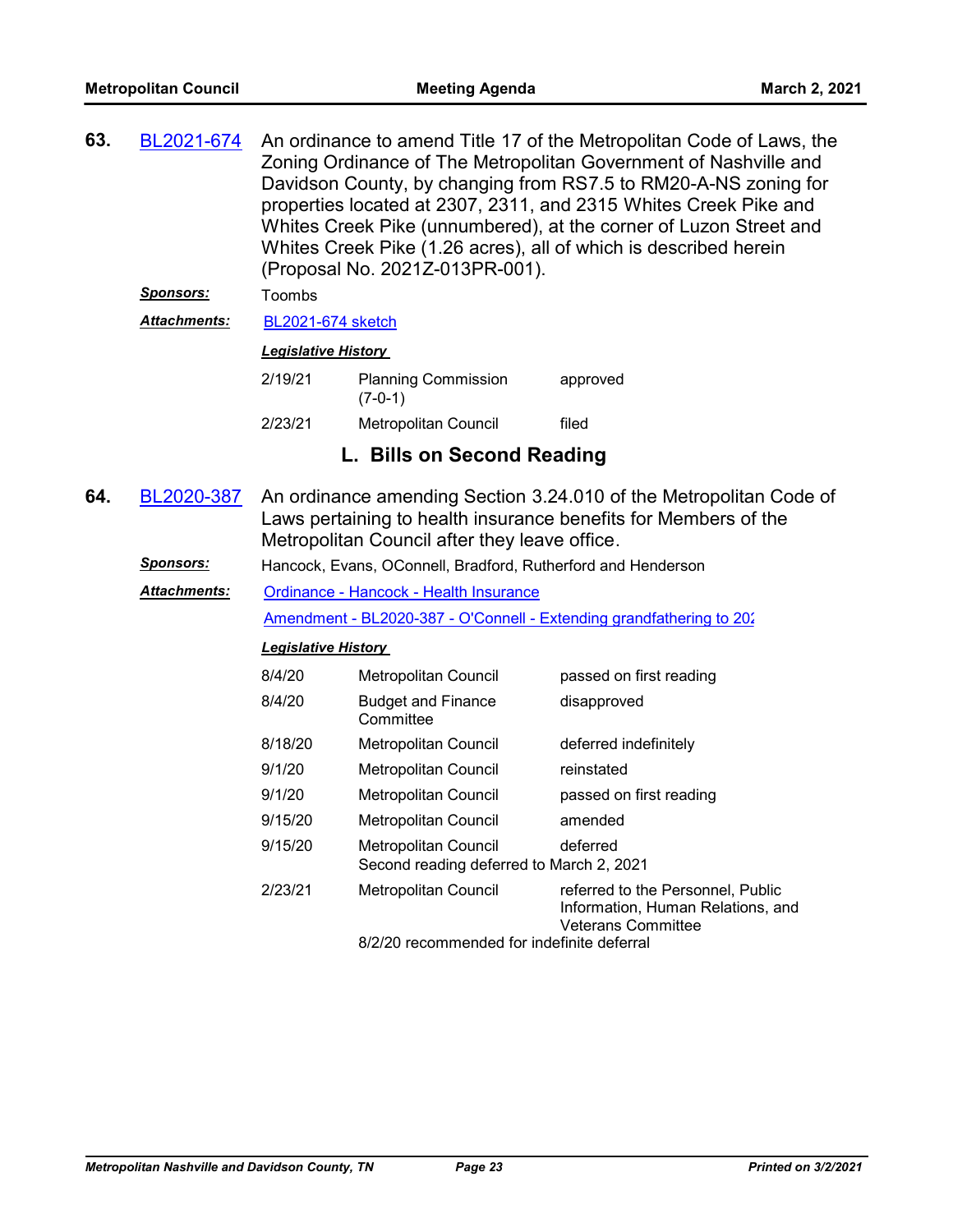**63.** BL2021-674 An ordinance to amend Title 17 of the Metropolitan Code of Laws, the Zoning Ordinance of The Metropolitan Government of Nashville and Davidson County, by changing from RS7.5 to RM20-A-NS zoning for properties located at 2307, 2311, and 2315 Whites Creek Pike and Whites Creek Pike (unnumbered), at the corner of Luzon Street and Whites Creek Pike (1.26 acres), all of which is described herein (Proposal No. 2021Z-013PR-001).

***Sponsors:*** Toombs

***Attachments:*** BL2021-674 sketch

***Legislative History***

| | | |
|---|---|---|
| 2/19/21 | Planning Commission (7-0-1) | approved |
| 2/23/21 | Metropolitan Council | filed |

## L. Bills on Second Reading

**64.** BL2020-387 An ordinance amending Section 3.24.010 of the Metropolitan Code of Laws pertaining to health insurance benefits for Members of the Metropolitan Council after they leave office.

***Sponsors:*** Hancock, Evans, OConnell, Bradford, Rutherford and Henderson

***Attachments:*** Ordinance - Hancock - Health Insurance

Amendment - BL2020-387 - O'Connell - Extending grandfathering to 202

***Legislative History***

| | | |
|---|---|---|
| 8/4/20 | Metropolitan Council | passed on first reading |
| 8/4/20 | Budget and Finance Committee | disapproved |
| 8/18/20 | Metropolitan Council | deferred indefinitely |
| 9/1/20 | Metropolitan Council | reinstated |
| 9/1/20 | Metropolitan Council | passed on first reading |
| 9/15/20 | Metropolitan Council | amended |
| 9/15/20 | Metropolitan Council<br>Second reading deferred to March 2, 2021 | deferred |
| 2/23/21 | Metropolitan Council<br>8/2/20 recommended for indefinite deferral | referred to the Personnel, Public Information, Human Relations, and Veterans Committee |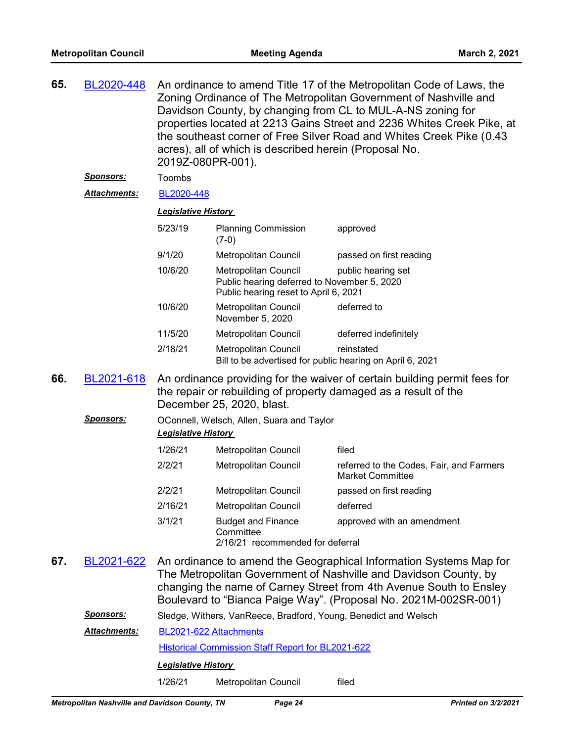**65.** BL2020-448 An ordinance to amend Title 17 of the Metropolitan Code of Laws, the Zoning Ordinance of The Metropolitan Government of Nashville and Davidson County, by changing from CL to MUL-A-NS zoning for properties located at 2213 Gains Street and 2236 Whites Creek Pike, at the southeast corner of Free Silver Road and Whites Creek Pike (0.43 acres), all of which is described herein (Proposal No. 2019Z-080PR-001).

***Sponsors:*** Toombs

***Attachments:*** BL2020-448

***Legislative History***

| | | |
|---|---|---|
| 5/23/19 | Planning Commission (7-0) | approved |
| 9/1/20 | Metropolitan Council | passed on first reading |
| 10/6/20 | Metropolitan Council<br>Public hearing deferred to November 5, 2020<br>Public hearing reset to April 6, 2021 | public hearing set |
| 10/6/20 | Metropolitan Council<br>November 5, 2020 | deferred to |
| 11/5/20 | Metropolitan Council | deferred indefinitely |
| 2/18/21 | Metropolitan Council<br>Bill to be advertised for public hearing on April 6, 2021 | reinstated |

**66.** BL2021-618 An ordinance providing for the waiver of certain building permit fees for the repair or rebuilding of property damaged as a result of the December 25, 2020, blast.

***Sponsors:*** OConnell, Welsch, Allen, Suara and Taylor

***Legislative History***

| | | |
|---|---|---|
| 1/26/21 | Metropolitan Council | filed |
| 2/2/21 | Metropolitan Council | referred to the Codes, Fair, and Farmers Market Committee |
| 2/2/21 | Metropolitan Council | passed on first reading |
| 2/16/21 | Metropolitan Council | deferred |
| 3/1/21 | Budget and Finance Committee<br>2/16/21 recommended for deferral | approved with an amendment |

**67.** BL2021-622 An ordinance to amend the Geographical Information Systems Map for The Metropolitan Government of Nashville and Davidson County, by changing the name of Carney Street from 4th Avenue South to Ensley Boulevard to "Bianca Paige Way". (Proposal No. 2021M-002SR-001)

***Sponsors:*** Sledge, Withers, VanReece, Bradford, Young, Benedict and Welsch

***Attachments:*** BL2021-622 Attachments

Historical Commission Staff Report for BL2021-622

***Legislative History***

| | | |
|---|---|---|
| 1/26/21 | Metropolitan Council | filed |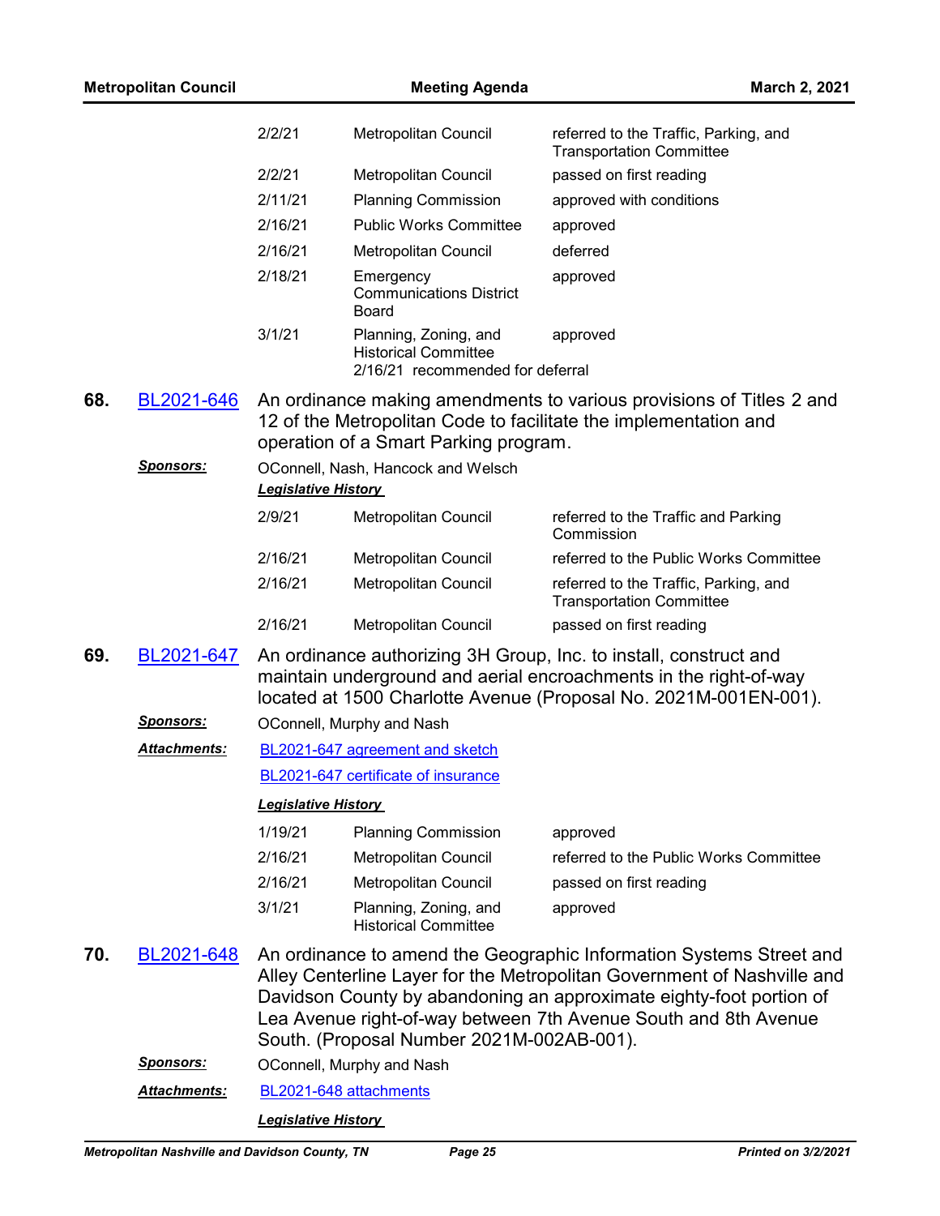| | | |
|---|---|---|
| 2/2/21 | Metropolitan Council | referred to the Traffic, Parking, and Transportation Committee |
| 2/2/21 | Metropolitan Council | passed on first reading |
| 2/11/21 | Planning Commission | approved with conditions |
| 2/16/21 | Public Works Committee | approved |
| 2/16/21 | Metropolitan Council | deferred |
| 2/18/21 | Emergency Communications District Board | approved |
| 3/1/21 | Planning, Zoning, and Historical Committee | approved |

2/16/21 recommended for deferral

**68.** BL2021-646 An ordinance making amendments to various provisions of Titles 2 and 12 of the Metropolitan Code to facilitate the implementation and operation of a Smart Parking program.

***Sponsors:*** OConnell, Nash, Hancock and Welsch

***Legislative History***

| | | |
|---|---|---|
| 2/9/21 | Metropolitan Council | referred to the Traffic and Parking Commission |
| 2/16/21 | Metropolitan Council | referred to the Public Works Committee |
| 2/16/21 | Metropolitan Council | referred to the Traffic, Parking, and Transportation Committee |
| 2/16/21 | Metropolitan Council | passed on first reading |

**69.** BL2021-647 An ordinance authorizing 3H Group, Inc. to install, construct and maintain underground and aerial encroachments in the right-of-way located at 1500 Charlotte Avenue (Proposal No. 2021M-001EN-001).

***Sponsors:*** OConnell, Murphy and Nash

***Attachments:*** BL2021-647 agreement and sketch

BL2021-647 certificate of insurance

***Legislative History***

| | | |
|---|---|---|
| 1/19/21 | Planning Commission | approved |
| 2/16/21 | Metropolitan Council | referred to the Public Works Committee |
| 2/16/21 | Metropolitan Council | passed on first reading |
| 3/1/21 | Planning, Zoning, and Historical Committee | approved |

**70.** BL2021-648 An ordinance to amend the Geographic Information Systems Street and Alley Centerline Layer for the Metropolitan Government of Nashville and Davidson County by abandoning an approximate eighty-foot portion of Lea Avenue right-of-way between 7th Avenue South and 8th Avenue South. (Proposal Number 2021M-002AB-001).

***Sponsors:*** OConnell, Murphy and Nash

***Attachments:*** BL2021-648 attachments

***Legislative History***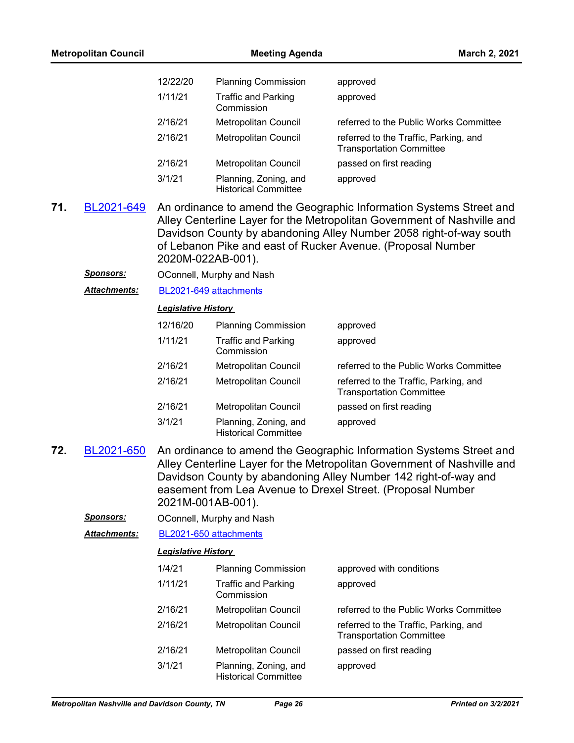| | | |
|---|---|---|
| 12/22/20 | Planning Commission | approved |
| 1/11/21 | Traffic and Parking Commission | approved |
| 2/16/21 | Metropolitan Council | referred to the Public Works Committee |
| 2/16/21 | Metropolitan Council | referred to the Traffic, Parking, and Transportation Committee |
| 2/16/21 | Metropolitan Council | passed on first reading |
| 3/1/21 | Planning, Zoning, and Historical Committee | approved |

**71.** BL2021-649 An ordinance to amend the Geographic Information Systems Street and Alley Centerline Layer for the Metropolitan Government of Nashville and Davidson County by abandoning Alley Number 2058 right-of-way south of Lebanon Pike and east of Rucker Avenue. (Proposal Number 2020M-022AB-001).

***Sponsors:*** OConnell, Murphy and Nash

***Attachments:*** BL2021-649 attachments

***Legislative History***

| | | |
|---|---|---|
| 12/16/20 | Planning Commission | approved |
| 1/11/21 | Traffic and Parking Commission | approved |
| 2/16/21 | Metropolitan Council | referred to the Public Works Committee |
| 2/16/21 | Metropolitan Council | referred to the Traffic, Parking, and Transportation Committee |
| 2/16/21 | Metropolitan Council | passed on first reading |
| 3/1/21 | Planning, Zoning, and Historical Committee | approved |

**72.** BL2021-650 An ordinance to amend the Geographic Information Systems Street and Alley Centerline Layer for the Metropolitan Government of Nashville and Davidson County by abandoning Alley Number 142 right-of-way and easement from Lea Avenue to Drexel Street. (Proposal Number 2021M-001AB-001).

***Sponsors:*** OConnell, Murphy and Nash

***Attachments:*** BL2021-650 attachments

***Legislative History***

| | | |
|---|---|---|
| 1/4/21 | Planning Commission | approved with conditions |
| 1/11/21 | Traffic and Parking Commission | approved |
| 2/16/21 | Metropolitan Council | referred to the Public Works Committee |
| 2/16/21 | Metropolitan Council | referred to the Traffic, Parking, and Transportation Committee |
| 2/16/21 | Metropolitan Council | passed on first reading |
| 3/1/21 | Planning, Zoning, and Historical Committee | approved |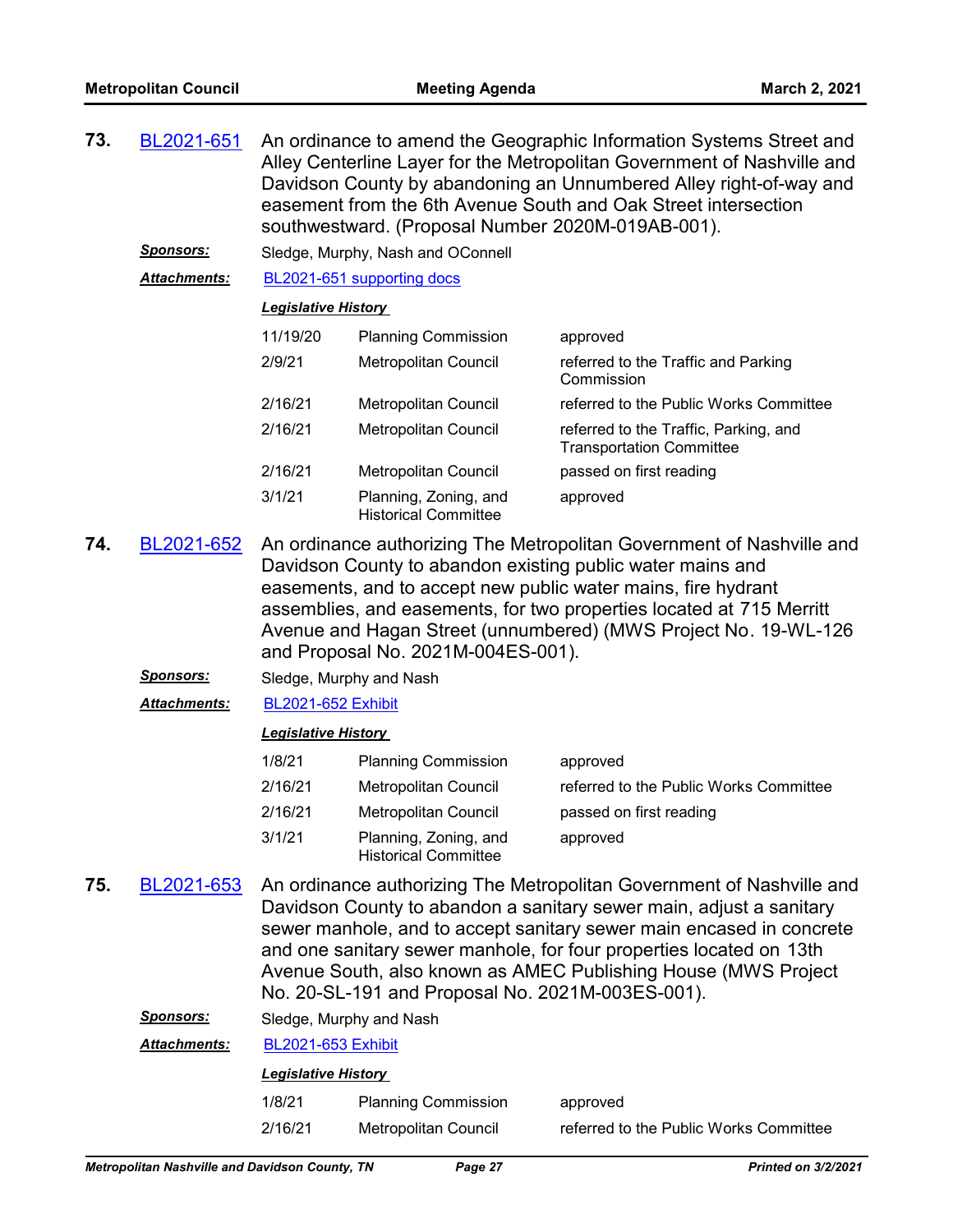**73.** BL2021-651 An ordinance to amend the Geographic Information Systems Street and Alley Centerline Layer for the Metropolitan Government of Nashville and Davidson County by abandoning an Unnumbered Alley right-of-way and easement from the 6th Avenue South and Oak Street intersection southwestward. (Proposal Number 2020M-019AB-001).

***Sponsors:*** Sledge, Murphy, Nash and OConnell

***Attachments:*** BL2021-651 supporting docs

***Legislative History***

| | | |
|---|---|---|
| 11/19/20 | Planning Commission | approved |
| 2/9/21 | Metropolitan Council | referred to the Traffic and Parking Commission |
| 2/16/21 | Metropolitan Council | referred to the Public Works Committee |
| 2/16/21 | Metropolitan Council | referred to the Traffic, Parking, and Transportation Committee |
| 2/16/21 | Metropolitan Council | passed on first reading |
| 3/1/21 | Planning, Zoning, and Historical Committee | approved |

**74.** BL2021-652 An ordinance authorizing The Metropolitan Government of Nashville and Davidson County to abandon existing public water mains and easements, and to accept new public water mains, fire hydrant assemblies, and easements, for two properties located at 715 Merritt Avenue and Hagan Street (unnumbered) (MWS Project No. 19-WL-126 and Proposal No. 2021M-004ES-001).

***Sponsors:*** Sledge, Murphy and Nash

***Attachments:*** BL2021-652 Exhibit

***Legislative History***

| | | |
|---|---|---|
| 1/8/21 | Planning Commission | approved |
| 2/16/21 | Metropolitan Council | referred to the Public Works Committee |
| 2/16/21 | Metropolitan Council | passed on first reading |
| 3/1/21 | Planning, Zoning, and Historical Committee | approved |

**75.** BL2021-653 An ordinance authorizing The Metropolitan Government of Nashville and Davidson County to abandon a sanitary sewer main, adjust a sanitary sewer manhole, and to accept sanitary sewer main encased in concrete and one sanitary sewer manhole, for four properties located on 13th Avenue South, also known as AMEC Publishing House (MWS Project No. 20-SL-191 and Proposal No. 2021M-003ES-001).

***Sponsors:*** Sledge, Murphy and Nash

***Attachments:*** BL2021-653 Exhibit

***Legislative History***

| | | |
|---|---|---|
| 1/8/21 | Planning Commission | approved |
| 2/16/21 | Metropolitan Council | referred to the Public Works Committee |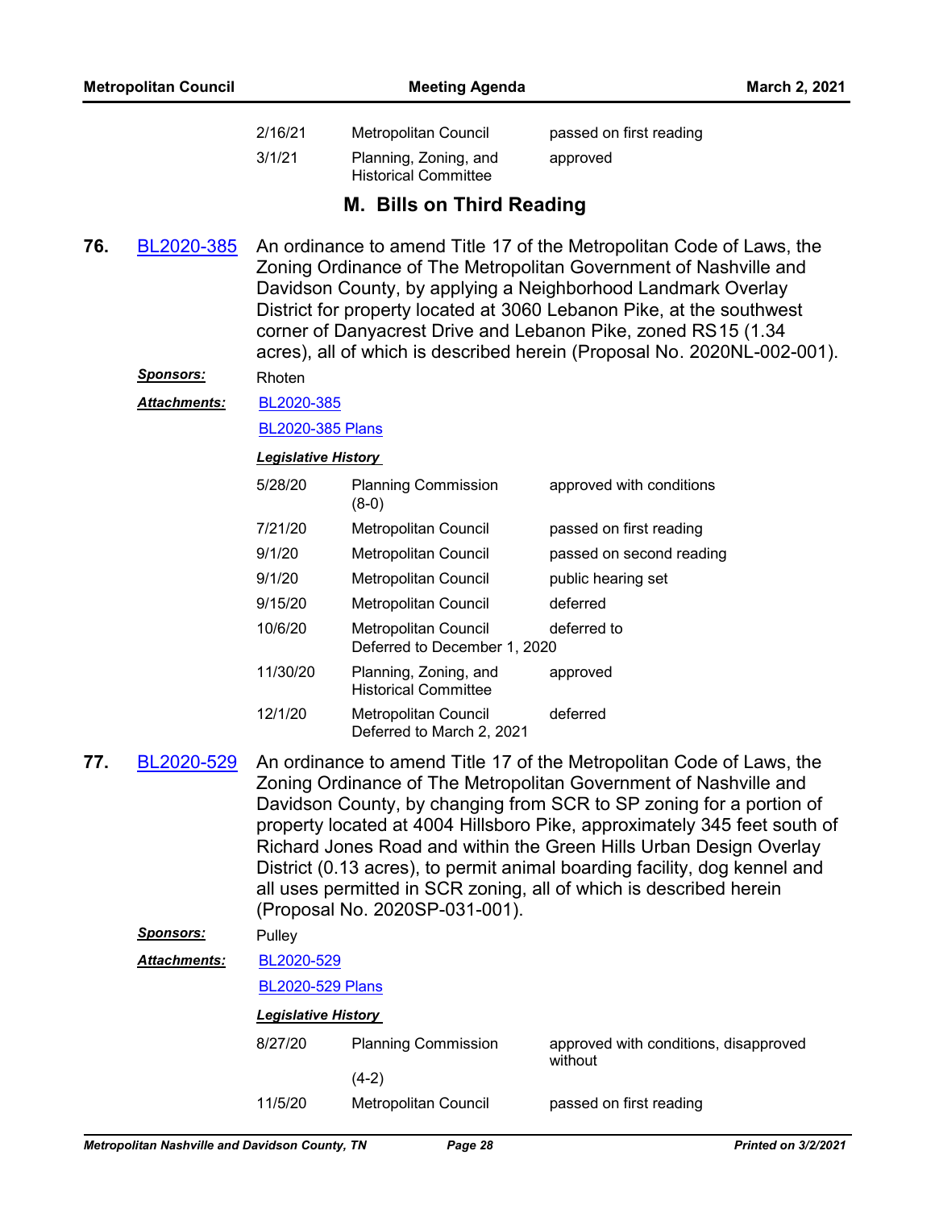| | | |
|---|---|---|
| 2/16/21 | Metropolitan Council | passed on first reading |
| 3/1/21 | Planning, Zoning, and Historical Committee | approved |

## M. Bills on Third Reading

**76.** BL2020-385

An ordinance to amend Title 17 of the Metropolitan Code of Laws, the Zoning Ordinance of The Metropolitan Government of Nashville and Davidson County, by applying a Neighborhood Landmark Overlay District for property located at 3060 Lebanon Pike, at the southwest corner of Danyacrest Drive and Lebanon Pike, zoned RS15 (1.34 acres), all of which is described herein (Proposal No. 2020NL-002-001).

***Sponsors:*** Rhoten

***Attachments:*** BL2020-385

BL2020-385 Plans

***Legislative History***

| | | |
|---|---|---|
| 5/28/20 | Planning Commission (8-0) | approved with conditions |
| 7/21/20 | Metropolitan Council | passed on first reading |
| 9/1/20 | Metropolitan Council | passed on second reading |
| 9/1/20 | Metropolitan Council | public hearing set |
| 9/15/20 | Metropolitan Council | deferred |
| 10/6/20 | Metropolitan Council Deferred to December 1, 2020 | deferred to |
| 11/30/20 | Planning, Zoning, and Historical Committee | approved |
| 12/1/20 | Metropolitan Council Deferred to March 2, 2021 | deferred |

**77.** BL2020-529

An ordinance to amend Title 17 of the Metropolitan Code of Laws, the Zoning Ordinance of The Metropolitan Government of Nashville and Davidson County, by changing from SCR to SP zoning for a portion of property located at 4004 Hillsboro Pike, approximately 345 feet south of Richard Jones Road and within the Green Hills Urban Design Overlay District (0.13 acres), to permit animal boarding facility, dog kennel and all uses permitted in SCR zoning, all of which is described herein (Proposal No. 2020SP-031-001).

***Sponsors:*** Pulley

***Attachments:*** BL2020-529

BL2020-529 Plans

***Legislative History***

| | | |
|---|---|---|
| 8/27/20 | Planning Commission (4-2) | approved with conditions, disapproved without |
| 11/5/20 | Metropolitan Council | passed on first reading |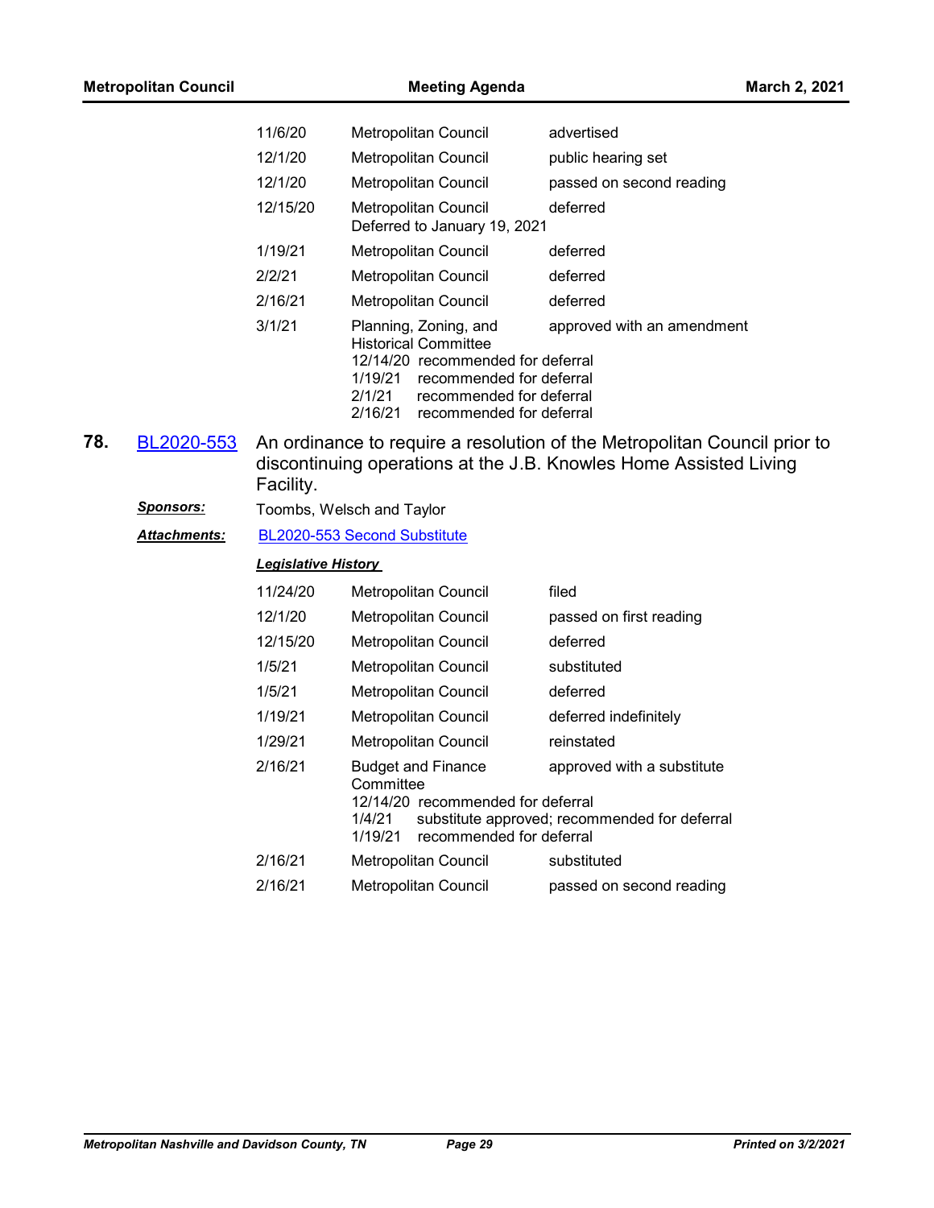| | | |
|---|---|---|
| 11/6/20 | Metropolitan Council | advertised |
| 12/1/20 | Metropolitan Council | public hearing set |
| 12/1/20 | Metropolitan Council | passed on second reading |
| 12/15/20 | Metropolitan Council<br>Deferred to January 19, 2021 | deferred |
| 1/19/21 | Metropolitan Council | deferred |
| 2/2/21 | Metropolitan Council | deferred |
| 2/16/21 | Metropolitan Council | deferred |
| 3/1/21 | Planning, Zoning, and Historical Committee<br>12/14/20 recommended for deferral<br>1/19/21 recommended for deferral<br>2/1/21 recommended for deferral<br>2/16/21 recommended for deferral | approved with an amendment |

**78.** BL2020-553 An ordinance to require a resolution of the Metropolitan Council prior to discontinuing operations at the J.B. Knowles Home Assisted Living Facility.

***Sponsors:*** Toombs, Welsch and Taylor

***Attachments:*** BL2020-553 Second Substitute

***Legislative History***

| | | |
|---|---|---|
| 11/24/20 | Metropolitan Council | filed |
| 12/1/20 | Metropolitan Council | passed on first reading |
| 12/15/20 | Metropolitan Council | deferred |
| 1/5/21 | Metropolitan Council | substituted |
| 1/5/21 | Metropolitan Council | deferred |
| 1/19/21 | Metropolitan Council | deferred indefinitely |
| 1/29/21 | Metropolitan Council | reinstated |
| 2/16/21 | Budget and Finance Committee<br>12/14/20 recommended for deferral<br>1/4/21 substitute approved; recommended for deferral<br>1/19/21 recommended for deferral | approved with a substitute |
| 2/16/21 | Metropolitan Council | substituted |
| 2/16/21 | Metropolitan Council | passed on second reading |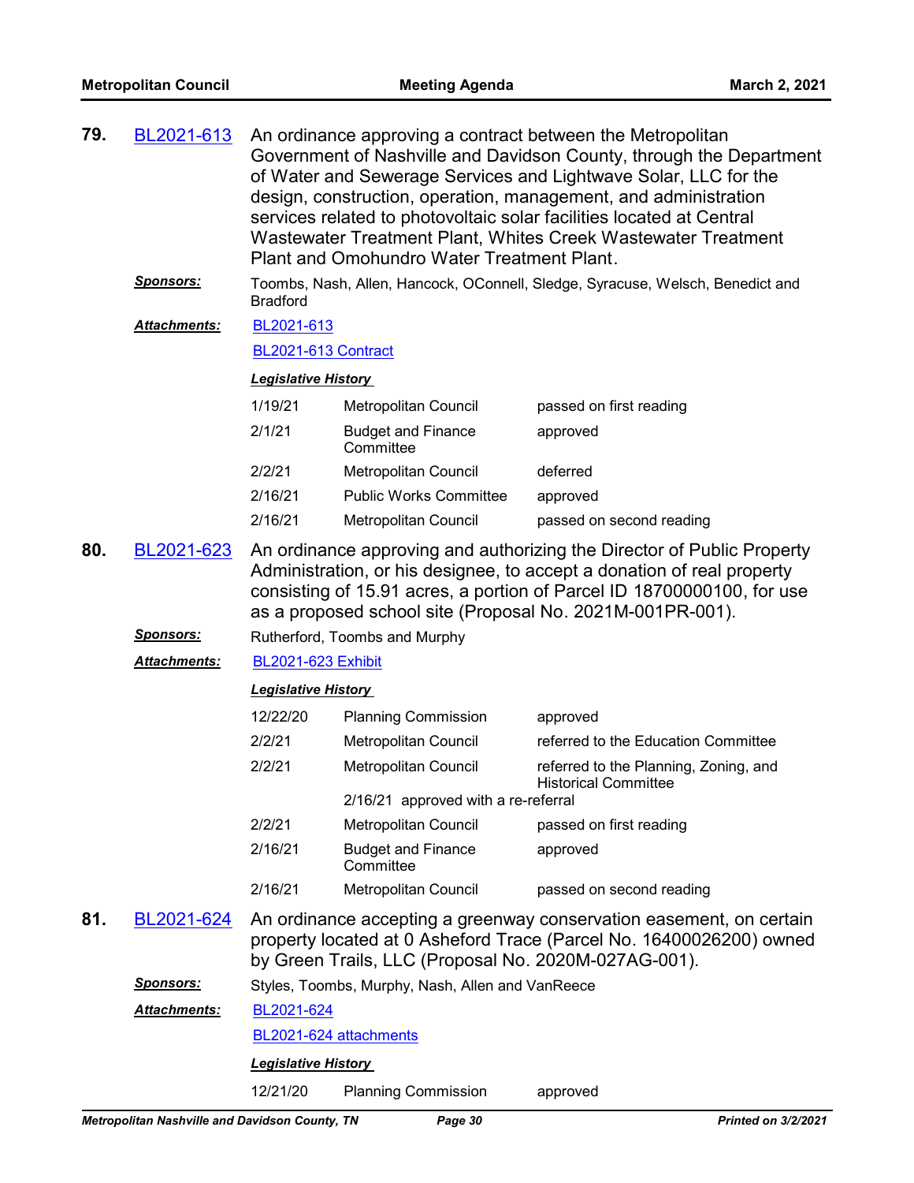**79.** BL2021-613 An ordinance approving a contract between the Metropolitan Government of Nashville and Davidson County, through the Department of Water and Sewerage Services and Lightwave Solar, LLC for the design, construction, operation, management, and administration services related to photovoltaic solar facilities located at Central Wastewater Treatment Plant, Whites Creek Wastewater Treatment Plant and Omohundro Water Treatment Plant.

***Sponsors:*** Toombs, Nash, Allen, Hancock, OConnell, Sledge, Syracuse, Welsch, Benedict and Bradford

***Attachments:*** BL2021-613

BL2021-613 Contract

***Legislative History***

| | | |
|---|---|---|
| 1/19/21 | Metropolitan Council | passed on first reading |
| 2/1/21 | Budget and Finance Committee | approved |
| 2/2/21 | Metropolitan Council | deferred |
| 2/16/21 | Public Works Committee | approved |
| 2/16/21 | Metropolitan Council | passed on second reading |

**80.** BL2021-623 An ordinance approving and authorizing the Director of Public Property Administration, or his designee, to accept a donation of real property consisting of 15.91 acres, a portion of Parcel ID 18700000100, for use as a proposed school site (Proposal No. 2021M-001PR-001).

***Sponsors:*** Rutherford, Toombs and Murphy

***Attachments:*** BL2021-623 Exhibit

***Legislative History***

| | | |
|---|---|---|
| 12/22/20 | Planning Commission | approved |
| 2/2/21 | Metropolitan Council | referred to the Education Committee |
| 2/2/21 | Metropolitan Council | referred to the Planning, Zoning, and Historical Committee |
| | 2/16/21 approved with a re-referral | |
| 2/2/21 | Metropolitan Council | passed on first reading |
| 2/16/21 | Budget and Finance Committee | approved |
| 2/16/21 | Metropolitan Council | passed on second reading |

**81.** BL2021-624 An ordinance accepting a greenway conservation easement, on certain property located at 0 Asheford Trace (Parcel No. 16400026200) owned by Green Trails, LLC (Proposal No. 2020M-027AG-001).

***Sponsors:*** Styles, Toombs, Murphy, Nash, Allen and VanReece

***Attachments:*** BL2021-624

BL2021-624 attachments

***Legislative History***

| | | |
|---|---|---|
| 12/21/20 | Planning Commission | approved |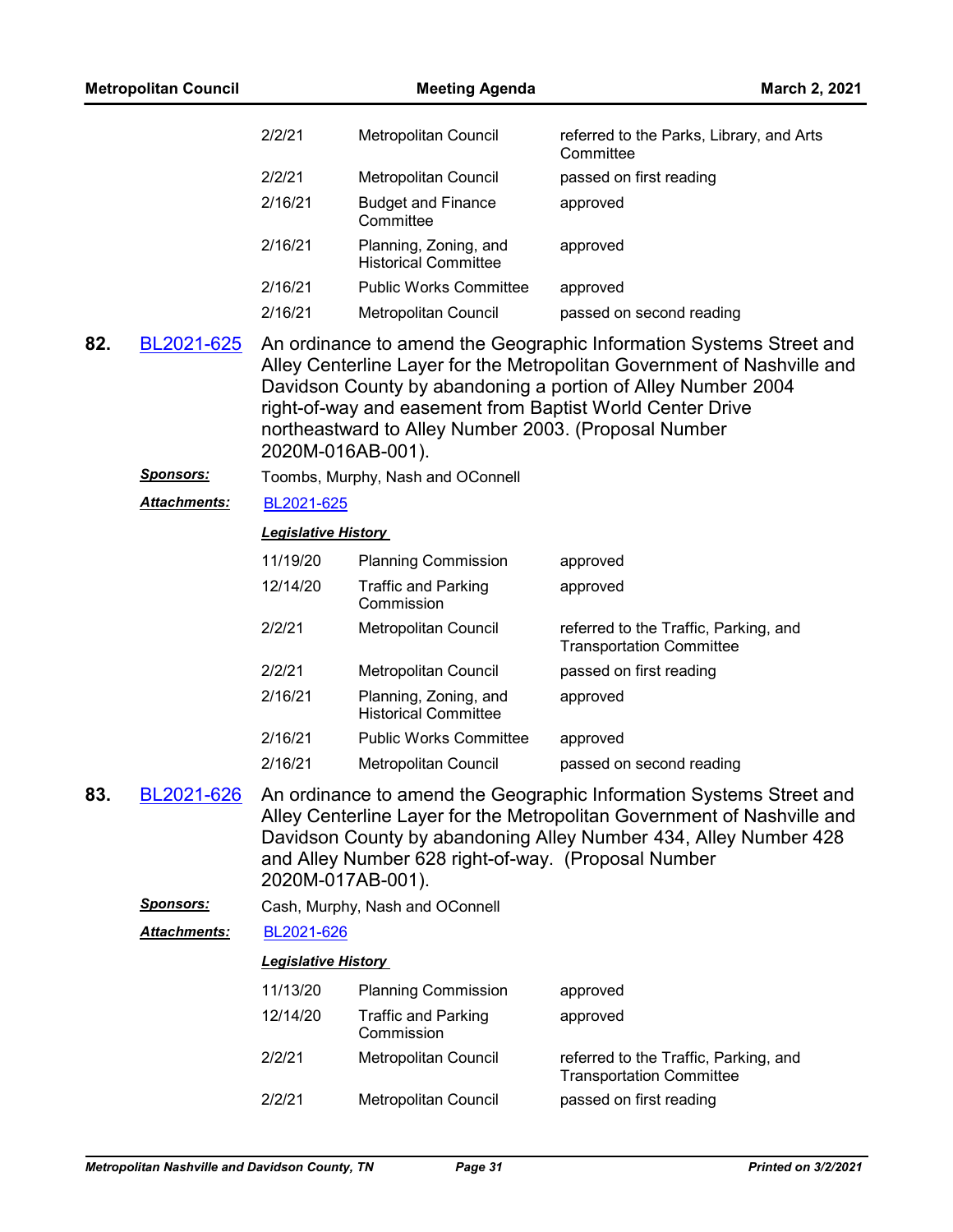| | | |
|---|---|---|
| 2/2/21 | Metropolitan Council | referred to the Parks, Library, and Arts Committee |
| 2/2/21 | Metropolitan Council | passed on first reading |
| 2/16/21 | Budget and Finance Committee | approved |
| 2/16/21 | Planning, Zoning, and Historical Committee | approved |
| 2/16/21 | Public Works Committee | approved |
| 2/16/21 | Metropolitan Council | passed on second reading |

**82.** BL2021-625 An ordinance to amend the Geographic Information Systems Street and Alley Centerline Layer for the Metropolitan Government of Nashville and Davidson County by abandoning a portion of Alley Number 2004 right-of-way and easement from Baptist World Center Drive northeastward to Alley Number 2003. (Proposal Number 2020M-016AB-001).

***Sponsors:*** Toombs, Murphy, Nash and OConnell

***Attachments:*** BL2021-625

***Legislative History***

| | | |
|---|---|---|
| 11/19/20 | Planning Commission | approved |
| 12/14/20 | Traffic and Parking Commission | approved |
| 2/2/21 | Metropolitan Council | referred to the Traffic, Parking, and Transportation Committee |
| 2/2/21 | Metropolitan Council | passed on first reading |
| 2/16/21 | Planning, Zoning, and Historical Committee | approved |
| 2/16/21 | Public Works Committee | approved |
| 2/16/21 | Metropolitan Council | passed on second reading |

**83.** BL2021-626 An ordinance to amend the Geographic Information Systems Street and Alley Centerline Layer for the Metropolitan Government of Nashville and Davidson County by abandoning Alley Number 434, Alley Number 428 and Alley Number 628 right-of-way. (Proposal Number 2020M-017AB-001).

***Sponsors:*** Cash, Murphy, Nash and OConnell

***Attachments:*** BL2021-626

***Legislative History***

| | | |
|---|---|---|
| 11/13/20 | Planning Commission | approved |
| 12/14/20 | Traffic and Parking Commission | approved |
| 2/2/21 | Metropolitan Council | referred to the Traffic, Parking, and Transportation Committee |
| 2/2/21 | Metropolitan Council | passed on first reading |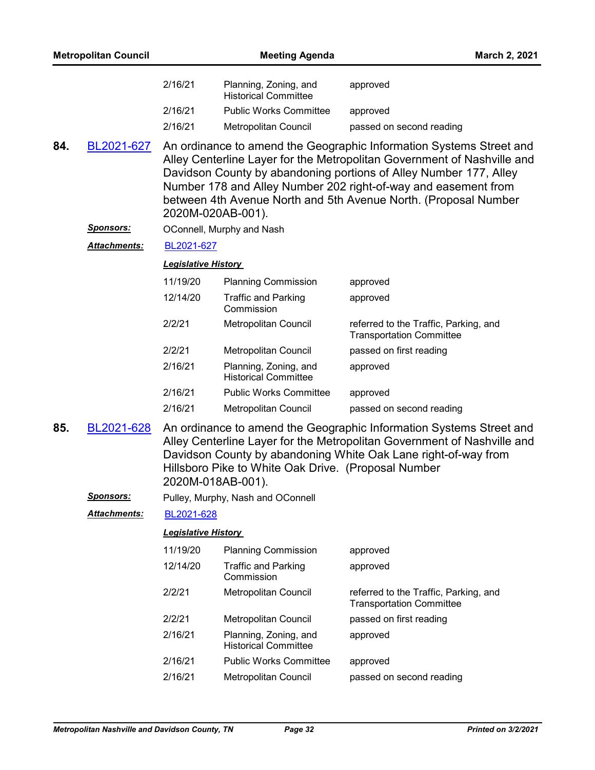| | | |
|---|---|---|
| 2/16/21 | Planning, Zoning, and Historical Committee | approved |
| 2/16/21 | Public Works Committee | approved |
| 2/16/21 | Metropolitan Council | passed on second reading |

**84.** BL2021-627 An ordinance to amend the Geographic Information Systems Street and Alley Centerline Layer for the Metropolitan Government of Nashville and Davidson County by abandoning portions of Alley Number 177, Alley Number 178 and Alley Number 202 right-of-way and easement from between 4th Avenue North and 5th Avenue North. (Proposal Number 2020M-020AB-001).

***Sponsors:*** OConnell, Murphy and Nash

***Attachments:*** BL2021-627

***Legislative History***

| | | |
|---|---|---|
| 11/19/20 | Planning Commission | approved |
| 12/14/20 | Traffic and Parking Commission | approved |
| 2/2/21 | Metropolitan Council | referred to the Traffic, Parking, and Transportation Committee |
| 2/2/21 | Metropolitan Council | passed on first reading |
| 2/16/21 | Planning, Zoning, and Historical Committee | approved |
| 2/16/21 | Public Works Committee | approved |
| 2/16/21 | Metropolitan Council | passed on second reading |

**85.** BL2021-628 An ordinance to amend the Geographic Information Systems Street and Alley Centerline Layer for the Metropolitan Government of Nashville and Davidson County by abandoning White Oak Lane right-of-way from Hillsboro Pike to White Oak Drive. (Proposal Number 2020M-018AB-001).

***Sponsors:*** Pulley, Murphy, Nash and OConnell

***Attachments:*** BL2021-628

***Legislative History***

| | | |
|---|---|---|
| 11/19/20 | Planning Commission | approved |
| 12/14/20 | Traffic and Parking Commission | approved |
| 2/2/21 | Metropolitan Council | referred to the Traffic, Parking, and Transportation Committee |
| 2/2/21 | Metropolitan Council | passed on first reading |
| 2/16/21 | Planning, Zoning, and Historical Committee | approved |
| 2/16/21 | Public Works Committee | approved |
| 2/16/21 | Metropolitan Council | passed on second reading |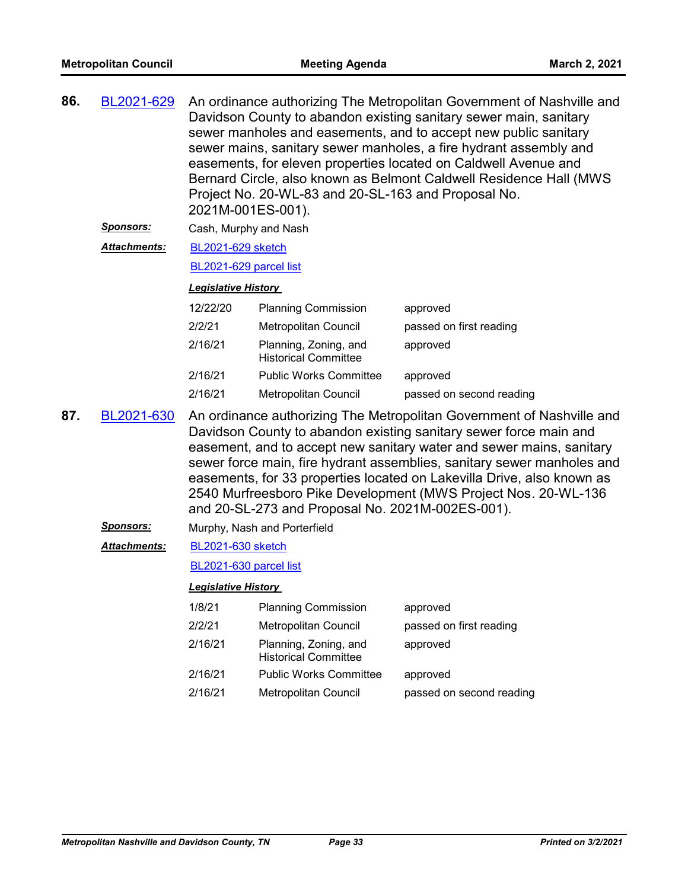**86.** BL2021-629 An ordinance authorizing The Metropolitan Government of Nashville and Davidson County to abandon existing sanitary sewer main, sanitary sewer manholes and easements, and to accept new public sanitary sewer mains, sanitary sewer manholes, a fire hydrant assembly and easements, for eleven properties located on Caldwell Avenue and Bernard Circle, also known as Belmont Caldwell Residence Hall (MWS Project No. 20-WL-83 and 20-SL-163 and Proposal No. 2021M-001ES-001).

***Sponsors:*** Cash, Murphy and Nash

***Attachments:*** BL2021-629 sketch

BL2021-629 parcel list

***Legislative History***

| | | |
|---|---|---|
| 12/22/20 | Planning Commission | approved |
| 2/2/21 | Metropolitan Council | passed on first reading |
| 2/16/21 | Planning, Zoning, and Historical Committee | approved |
| 2/16/21 | Public Works Committee | approved |
| 2/16/21 | Metropolitan Council | passed on second reading |

**87.** BL2021-630 An ordinance authorizing The Metropolitan Government of Nashville and Davidson County to abandon existing sanitary sewer force main and easement, and to accept new sanitary water and sewer mains, sanitary sewer force main, fire hydrant assemblies, sanitary sewer manholes and easements, for 33 properties located on Lakevilla Drive, also known as 2540 Murfreesboro Pike Development (MWS Project Nos. 20-WL-136 and 20-SL-273 and Proposal No. 2021M-002ES-001).

***Sponsors:*** Murphy, Nash and Porterfield

***Attachments:*** BL2021-630 sketch

BL2021-630 parcel list

***Legislative History***

| | | |
|---|---|---|
| 1/8/21 | Planning Commission | approved |
| 2/2/21 | Metropolitan Council | passed on first reading |
| 2/16/21 | Planning, Zoning, and Historical Committee | approved |
| 2/16/21 | Public Works Committee | approved |
| 2/16/21 | Metropolitan Council | passed on second reading |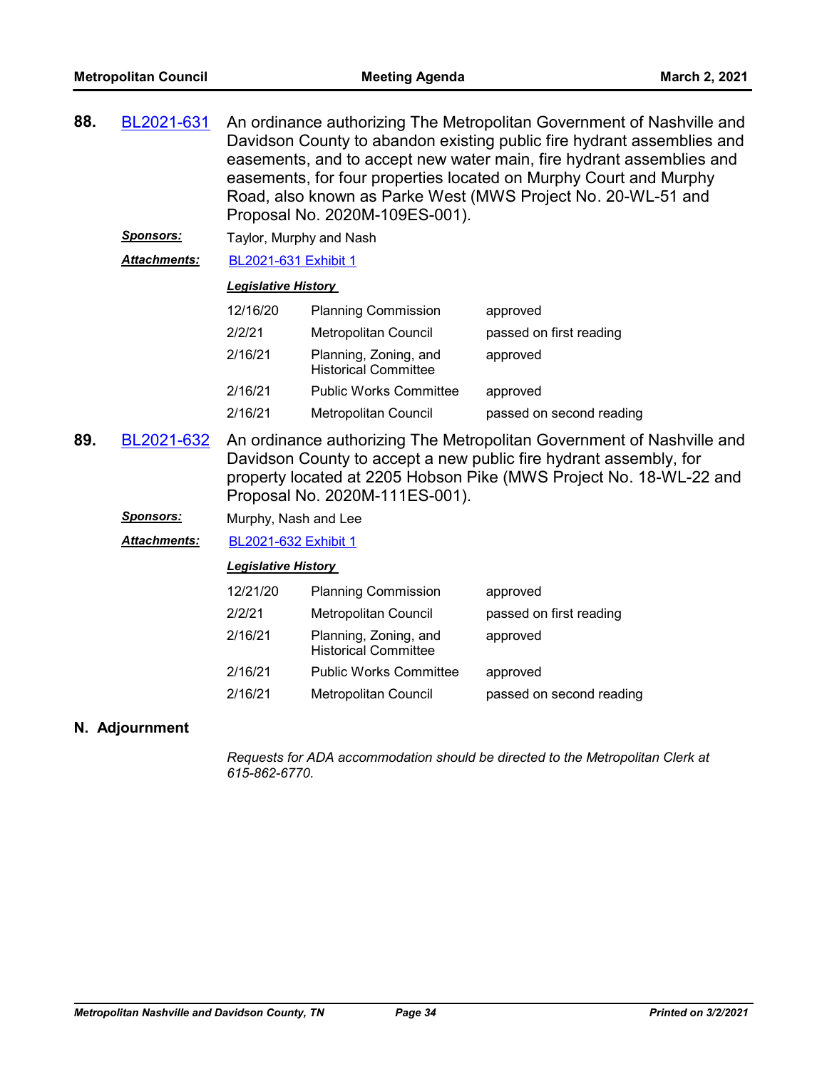**88.** BL2021-631 An ordinance authorizing The Metropolitan Government of Nashville and Davidson County to abandon existing public fire hydrant assemblies and easements, and to accept new water main, fire hydrant assemblies and easements, for four properties located on Murphy Court and Murphy Road, also known as Parke West (MWS Project No. 20-WL-51 and Proposal No. 2020M-109ES-001).

***Sponsors:*** Taylor, Murphy and Nash

***Attachments:*** BL2021-631 Exhibit 1

***Legislative History***

| | | |
|---|---|---|
| 12/16/20 | Planning Commission | approved |
| 2/2/21 | Metropolitan Council | passed on first reading |
| 2/16/21 | Planning, Zoning, and Historical Committee | approved |
| 2/16/21 | Public Works Committee | approved |
| 2/16/21 | Metropolitan Council | passed on second reading |

**89.** BL2021-632 An ordinance authorizing The Metropolitan Government of Nashville and Davidson County to accept a new public fire hydrant assembly, for property located at 2205 Hobson Pike (MWS Project No. 18-WL-22 and Proposal No. 2020M-111ES-001).

***Sponsors:*** Murphy, Nash and Lee

***Attachments:*** BL2021-632 Exhibit 1

***Legislative History***

| | | |
|---|---|---|
| 12/21/20 | Planning Commission | approved |
| 2/2/21 | Metropolitan Council | passed on first reading |
| 2/16/21 | Planning, Zoning, and Historical Committee | approved |
| 2/16/21 | Public Works Committee | approved |
| 2/16/21 | Metropolitan Council | passed on second reading |

## N. Adjournment

*Requests for ADA accommodation should be directed to the Metropolitan Clerk at 615-862-6770.*